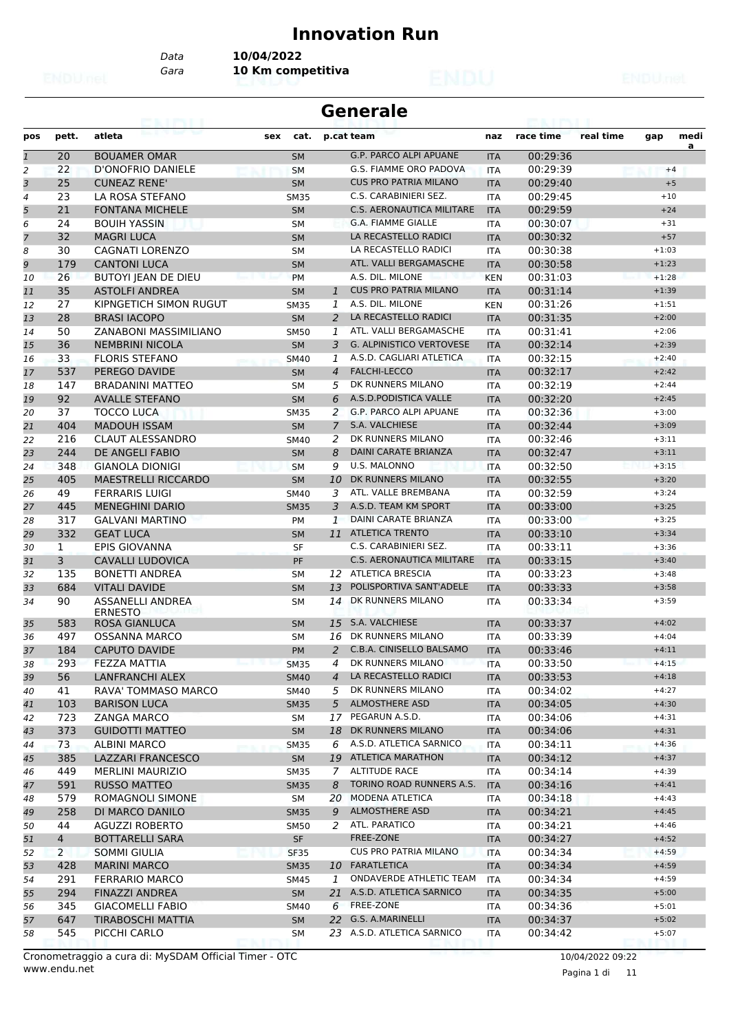# Innovation Run

Data **10/04/2022**

Gara **10 Km competitiva**

## Generale

| pos | pett. | atleta | sex | cat. | p.cat | team | naz | race time | real time | gap | media |
|---|---|---|---|---|---|---|---|---|---|---|---|
| 1 | 20 | BOUAMER OMAR | | SM | | G.P. PARCO ALPI APUANE | ITA | 00:29:36 | | | |
| 2 | 22 | D'ONOFRIO DANIELE | | SM | | G.S. FIAMME ORO PADOVA | ITA | 00:29:39 | | +4 | |
| 3 | 25 | CUNEAZ RENE' | | SM | | CUS PRO PATRIA MILANO | ITA | 00:29:40 | | +5 | |
| 4 | 23 | LA ROSA STEFANO | | SM35 | | C.S. CARABINIERI SEZ. | ITA | 00:29:45 | | +10 | |
| 5 | 21 | FONTANA MICHELE | | SM | | C.S. AERONAUTICA MILITARE | ITA | 00:29:59 | | +24 | |
| 6 | 24 | BOUIH YASSIN | | SM | | G.A. FIAMME GIALLE | ITA | 00:30:07 | | +31 | |
| 7 | 32 | MAGRI LUCA | | SM | | LA RECASTELLO RADICI | ITA | 00:30:32 | | +57 | |
| 8 | 30 | CAGNATI LORENZO | | SM | | LA RECASTELLO RADICI | ITA | 00:30:38 | | +1:03 | |
| 9 | 179 | CANTONI LUCA | | SM | | ATL. VALLI BERGAMASCHE | ITA | 00:30:58 | | +1:23 | |
| 10 | 26 | BUTOYI JEAN DE DIEU | | PM | | A.S. DIL. MILONE | KEN | 00:31:03 | | +1:28 | |
| 11 | 35 | ASTOLFI ANDREA | | SM | 1 | CUS PRO PATRIA MILANO | ITA | 00:31:14 | | +1:39 | |
| 12 | 27 | KIPNGETICH SIMON RUGUT | | SM35 | 1 | A.S. DIL. MILONE | KEN | 00:31:26 | | +1:51 | |
| 13 | 28 | BRASI IACOPO | | SM | 2 | LA RECASTELLO RADICI | ITA | 00:31:35 | | +2:00 | |
| 14 | 50 | ZANABONI MASSIMILIANO | | SM50 | 1 | ATL. VALLI BERGAMASCHE | ITA | 00:31:41 | | +2:06 | |
| 15 | 36 | NEMBRINI NICOLA | | SM | 3 | G. ALPINISTICO VERTOVESE | ITA | 00:32:14 | | +2:39 | |
| 16 | 33 | FLORIS STEFANO | | SM40 | 1 | A.S.D. CAGLIARI ATLETICA | ITA | 00:32:15 | | +2:40 | |
| 17 | 537 | PEREGO DAVIDE | | SM | 4 | FALCHI-LECCO | ITA | 00:32:17 | | +2:42 | |
| 18 | 147 | BRADANINI MATTEO | | SM | 5 | DK RUNNERS MILANO | ITA | 00:32:19 | | +2:44 | |
| 19 | 92 | AVALLE STEFANO | | SM | 6 | A.S.D.PODISTICA VALLE | ITA | 00:32:20 | | +2:45 | |
| 20 | 37 | TOCCO LUCA | | SM35 | 2 | G.P. PARCO ALPI APUANE | ITA | 00:32:36 | | +3:00 | |
| 21 | 404 | MADOUH ISSAM | | SM | 7 | S.A. VALCHIESE | ITA | 00:32:44 | | +3:09 | |
| 22 | 216 | CLAUT ALESSANDRO | | SM40 | 2 | DK RUNNERS MILANO | ITA | 00:32:46 | | +3:11 | |
| 23 | 244 | DE ANGELI FABIO | | SM | 8 | DAINI CARATE BRIANZA | ITA | 00:32:47 | | +3:11 | |
| 24 | 348 | GIANOLA DIONIGI | | SM | 9 | U.S. MALONNO | ITA | 00:32:50 | | +3:15 | |
| 25 | 405 | MAESTRELLI RICCARDO | | SM | 10 | DK RUNNERS MILANO | ITA | 00:32:55 | | +3:20 | |
| 26 | 49 | FERRARIS LUIGI | | SM40 | 3 | ATL. VALLE BREMBANA | ITA | 00:32:59 | | +3:24 | |
| 27 | 445 | MENEGHINI DARIO | | SM35 | 3 | A.S.D. TEAM KM SPORT | ITA | 00:33:00 | | +3:25 | |
| 28 | 317 | GALVANI MARTINO | | PM | 1 | DAINI CARATE BRIANZA | ITA | 00:33:00 | | +3:25 | |
| 29 | 332 | GEAT LUCA | | SM | 11 | ATLETICA TRENTO | ITA | 00:33:10 | | +3:34 | |
| 30 | 1 | EPIS GIOVANNA | | SF | | C.S. CARABINIERI SEZ. | ITA | 00:33:11 | | +3:36 | |
| 31 | 3 | CAVALLI LUDOVICA | | PF | | C.S. AERONAUTICA MILITARE | ITA | 00:33:15 | | +3:40 | |
| 32 | 135 | BONETTI ANDREA | | SM | 12 | ATLETICA BRESCIA | ITA | 00:33:23 | | +3:48 | |
| 33 | 684 | VITALI DAVIDE | | SM | 13 | POLISPORTIVA SANT'ADELE | ITA | 00:33:33 | | +3:58 | |
| 34 | 90 | ASSANELLI ANDREA ERNESTO | | SM | 14 | DK RUNNERS MILANO | ITA | 00:33:34 | | +3:59 | |
| 35 | 583 | ROSA GIANLUCA | | SM | 15 | S.A. VALCHIESE | ITA | 00:33:37 | | +4:02 | |
| 36 | 497 | OSSANNA MARCO | | SM | 16 | DK RUNNERS MILANO | ITA | 00:33:39 | | +4:04 | |
| 37 | 184 | CAPUTO DAVIDE | | PM | 2 | C.B.A. CINISELLO BALSAMO | ITA | 00:33:46 | | +4:11 | |
| 38 | 293 | FEZZA MATTIA | | SM35 | 4 | DK RUNNERS MILANO | ITA | 00:33:50 | | +4:15 | |
| 39 | 56 | LANFRANCHI ALEX | | SM40 | 4 | LA RECASTELLO RADICI | ITA | 00:33:53 | | +4:18 | |
| 40 | 41 | RAVA' TOMMASO MARCO | | SM40 | 5 | DK RUNNERS MILANO | ITA | 00:34:02 | | +4:27 | |
| 41 | 103 | BARISON LUCA | | SM35 | 5 | ALMOSTHERE ASD | ITA | 00:34:05 | | +4:30 | |
| 42 | 723 | ZANGA MARCO | | SM | 17 | PEGARUN A.S.D. | ITA | 00:34:06 | | +4:31 | |
| 43 | 373 | GUIDOTTI MATTEO | | SM | 18 | DK RUNNERS MILANO | ITA | 00:34:06 | | +4:31 | |
| 44 | 73 | ALBINI MARCO | | SM35 | 6 | A.S.D. ATLETICA SARNICO | ITA | 00:34:11 | | +4:36 | |
| 45 | 385 | LAZZARI FRANCESCO | | SM | 19 | ATLETICA MARATHON | ITA | 00:34:12 | | +4:37 | |
| 46 | 449 | MERLINI MAURIZIO | | SM35 | 7 | ALTITUDE RACE | ITA | 00:34:14 | | +4:39 | |
| 47 | 591 | RUSSO MATTEO | | SM35 | 8 | TORINO ROAD RUNNERS A.S. | ITA | 00:34:16 | | +4:41 | |
| 48 | 579 | ROMAGNOLI SIMONE | | SM | 20 | MODENA ATLETICA | ITA | 00:34:18 | | +4:43 | |
| 49 | 258 | DI MARCO DANILO | | SM35 | 9 | ALMOSTHERE ASD | ITA | 00:34:21 | | +4:45 | |
| 50 | 44 | AGUZZI ROBERTO | | SM50 | 2 | ATL. PARATICO | ITA | 00:34:21 | | +4:46 | |
| 51 | 4 | BOTTARELLI SARA | | SF | | FREE-ZONE | ITA | 00:34:27 | | +4:52 | |
| 52 | 2 | SOMMI GIULIA | | SF35 | | CUS PRO PATRIA MILANO | ITA | 00:34:34 | | +4:59 | |
| 53 | 428 | MARINI MARCO | | SM35 | 10 | FARATLETICA | ITA | 00:34:34 | | +4:59 | |
| 54 | 291 | FERRARIO MARCO | | SM45 | 1 | ONDAVERDE ATHLETIC TEAM | ITA | 00:34:34 | | +4:59 | |
| 55 | 294 | FINAZZI ANDREA | | SM | 21 | A.S.D. ATLETICA SARNICO | ITA | 00:34:35 | | +5:00 | |
| 56 | 345 | GIACOMELLI FABIO | | SM40 | 6 | FREE-ZONE | ITA | 00:34:36 | | +5:01 | |
| 57 | 647 | TIRABOSCHI MATTIA | | SM | 22 | G.S. A.MARINELLI | ITA | 00:34:37 | | +5:02 | |
| 58 | 545 | PICCHI CARLO | | SM | 23 | A.S.D. ATLETICA SARNICO | ITA | 00:34:42 | | +5:07 | |

Cronometraggio a cura di: MySDAM Official Timer - OTC
www.endu.net

10/04/2022 09:22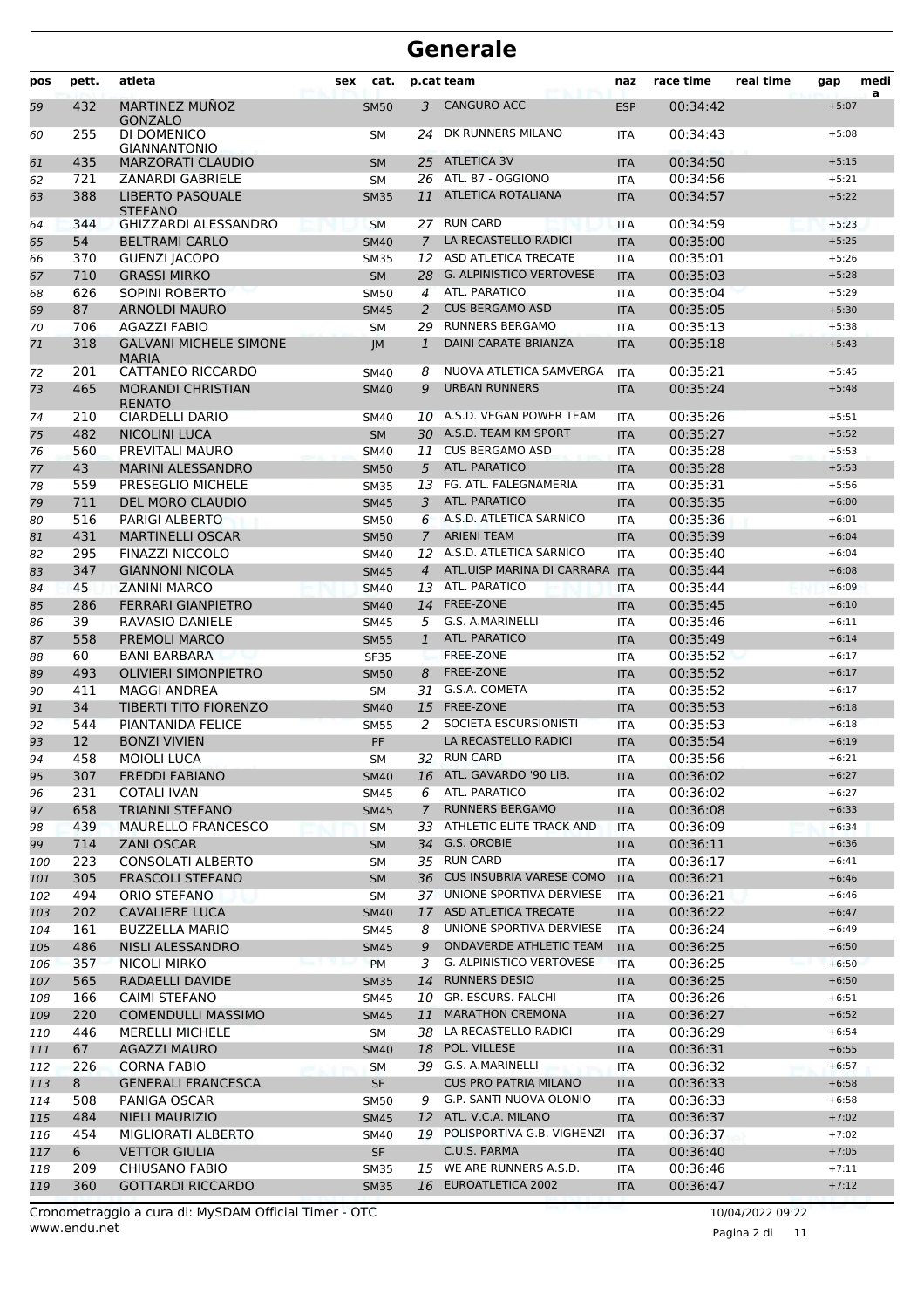# Generale

| pos | pett. | atleta | sex | cat. | p.cat | team | naz | race time | real time | gap | media |
|---|---|---|---|---|---|---|---|---|---|---|---|
| 59 | 432 | MARTINEZ MUÑOZ GONZALO | | SM50 | 3 | CANGURO ACC | ESP | 00:34:42 | | +5:07 | |
| 60 | 255 | DI DOMENICO GIANNANTONIO | | SM | 24 | DK RUNNERS MILANO | ITA | 00:34:43 | | +5:08 | |
| 61 | 435 | MARZORATI CLAUDIO | | SM | 25 | ATLETICA 3V | ITA | 00:34:50 | | +5:15 | |
| 62 | 721 | ZANARDI GABRIELE | | SM | 26 | ATL. 87 - OGGIONO | ITA | 00:34:56 | | +5:21 | |
| 63 | 388 | LIBERTO PASQUALE STEFANO | | SM35 | 11 | ATLETICA ROTALIANA | ITA | 00:34:57 | | +5:22 | |
| 64 | 344 | GHIZZARDI ALESSANDRO | | SM | 27 | RUN CARD | ITA | 00:34:59 | | +5:23 | |
| 65 | 54 | BELTRAMI CARLO | | SM40 | 7 | LA RECASTELLO RADICI | ITA | 00:35:00 | | +5:25 | |
| 66 | 370 | GUENZI JACOPO | | SM35 | 12 | ASD ATLETICA TRECATE | ITA | 00:35:01 | | +5:26 | |
| 67 | 710 | GRASSI MIRKO | | SM | 28 | G. ALPINISTICO VERTOVESE | ITA | 00:35:03 | | +5:28 | |
| 68 | 626 | SOPINI ROBERTO | | SM50 | 4 | ATL. PARATICO | ITA | 00:35:04 | | +5:29 | |
| 69 | 87 | ARNOLDI MAURO | | SM45 | 2 | CUS BERGAMO ASD | ITA | 00:35:05 | | +5:30 | |
| 70 | 706 | AGAZZI FABIO | | SM | 29 | RUNNERS BERGAMO | ITA | 00:35:13 | | +5:38 | |
| 71 | 318 | GALVANI MICHELE SIMONE MARIA | | JM | 1 | DAINI CARATE BRIANZA | ITA | 00:35:18 | | +5:43 | |
| 72 | 201 | CATTANEO RICCARDO | | SM40 | 8 | NUOVA ATLETICA SAMVERGA | ITA | 00:35:21 | | +5:45 | |
| 73 | 465 | MORANDI CHRISTIAN RENATO | | SM40 | 9 | URBAN RUNNERS | ITA | 00:35:24 | | +5:48 | |
| 74 | 210 | CIARDELLI DARIO | | SM40 | 10 | A.S.D. VEGAN POWER TEAM | ITA | 00:35:26 | | +5:51 | |
| 75 | 482 | NICOLINI LUCA | | SM | 30 | A.S.D. TEAM KM SPORT | ITA | 00:35:27 | | +5:52 | |
| 76 | 560 | PREVITALI MAURO | | SM40 | 11 | CUS BERGAMO ASD | ITA | 00:35:28 | | +5:53 | |
| 77 | 43 | MARINI ALESSANDRO | | SM50 | 5 | ATL. PARATICO | ITA | 00:35:28 | | +5:53 | |
| 78 | 559 | PRESEGLIO MICHELE | | SM35 | 13 | FG. ATL. FALEGNAMERIA | ITA | 00:35:31 | | +5:56 | |
| 79 | 711 | DEL MORO CLAUDIO | | SM45 | 3 | ATL. PARATICO | ITA | 00:35:35 | | +6:00 | |
| 80 | 516 | PARIGI ALBERTO | | SM50 | 6 | A.S.D. ATLETICA SARNICO | ITA | 00:35:36 | | +6:01 | |
| 81 | 431 | MARTINELLI OSCAR | | SM50 | 7 | ARIENI TEAM | ITA | 00:35:39 | | +6:04 | |
| 82 | 295 | FINAZZI NICCOLO | | SM40 | 12 | A.S.D. ATLETICA SARNICO | ITA | 00:35:40 | | +6:04 | |
| 83 | 347 | GIANNONI NICOLA | | SM45 | 4 | ATL.UISP MARINA DI CARRARA | ITA | 00:35:44 | | +6:08 | |
| 84 | 45 | ZANINI MARCO | | SM40 | 13 | ATL. PARATICO | ITA | 00:35:44 | | +6:09 | |
| 85 | 286 | FERRARI GIANPIETRO | | SM40 | 14 | FREE-ZONE | ITA | 00:35:45 | | +6:10 | |
| 86 | 39 | RAVASIO DANIELE | | SM45 | 5 | G.S. A.MARINELLI | ITA | 00:35:46 | | +6:11 | |
| 87 | 558 | PREMOLI MARCO | | SM55 | 1 | ATL. PARATICO | ITA | 00:35:49 | | +6:14 | |
| 88 | 60 | BANI BARBARA | | SF35 | | FREE-ZONE | ITA | 00:35:52 | | +6:17 | |
| 89 | 493 | OLIVIERI SIMONPIETRO | | SM50 | 8 | FREE-ZONE | ITA | 00:35:52 | | +6:17 | |
| 90 | 411 | MAGGI ANDREA | | SM | 31 | G.S.A. COMETA | ITA | 00:35:52 | | +6:17 | |
| 91 | 34 | TIBERTI TITO FIORENZO | | SM40 | 15 | FREE-ZONE | ITA | 00:35:53 | | +6:18 | |
| 92 | 544 | PIANTANIDA FELICE | | SM55 | 2 | SOCIETA ESCURSIONISTI | ITA | 00:35:53 | | +6:18 | |
| 93 | 12 | BONZI VIVIEN | | PF | | LA RECASTELLO RADICI | ITA | 00:35:54 | | +6:19 | |
| 94 | 458 | MOIOLI LUCA | | SM | 32 | RUN CARD | ITA | 00:35:56 | | +6:21 | |
| 95 | 307 | FREDDI FABIANO | | SM40 | 16 | ATL. GAVARDO '90 LIB. | ITA | 00:36:02 | | +6:27 | |
| 96 | 231 | COTALI IVAN | | SM45 | 6 | ATL. PARATICO | ITA | 00:36:02 | | +6:27 | |
| 97 | 658 | TRIANNI STEFANO | | SM45 | 7 | RUNNERS BERGAMO | ITA | 00:36:08 | | +6:33 | |
| 98 | 439 | MAURELLO FRANCESCO | | SM | 33 | ATHLETIC ELITE TRACK AND | ITA | 00:36:09 | | +6:34 | |
| 99 | 714 | ZANI OSCAR | | SM | 34 | G.S. OROBIE | ITA | 00:36:11 | | +6:36 | |
| 100 | 223 | CONSOLATI ALBERTO | | SM | 35 | RUN CARD | ITA | 00:36:17 | | +6:41 | |
| 101 | 305 | FRASCOLI STEFANO | | SM | 36 | CUS INSUBRIA VARESE COMO | ITA | 00:36:21 | | +6:46 | |
| 102 | 494 | ORIO STEFANO | | SM | 37 | UNIONE SPORTIVA DERVIESE | ITA | 00:36:21 | | +6:46 | |
| 103 | 202 | CAVALIERE LUCA | | SM40 | 17 | ASD ATLETICA TRECATE | ITA | 00:36:22 | | +6:47 | |
| 104 | 161 | BUZZELLA MARIO | | SM45 | 8 | UNIONE SPORTIVA DERVIESE | ITA | 00:36:24 | | +6:49 | |
| 105 | 486 | NISLI ALESSANDRO | | SM45 | 9 | ONDAVERDE ATHLETIC TEAM | ITA | 00:36:25 | | +6:50 | |
| 106 | 357 | NICOLI MIRKO | | PM | 3 | G. ALPINISTICO VERTOVESE | ITA | 00:36:25 | | +6:50 | |
| 107 | 565 | RADAELLI DAVIDE | | SM35 | 14 | RUNNERS DESIO | ITA | 00:36:25 | | +6:50 | |
| 108 | 166 | CAIMI STEFANO | | SM45 | 10 | GR. ESCURS. FALCHI | ITA | 00:36:26 | | +6:51 | |
| 109 | 220 | COMENDULLI MASSIMO | | SM45 | 11 | MARATHON CREMONA | ITA | 00:36:27 | | +6:52 | |
| 110 | 446 | MERELLI MICHELE | | SM | 38 | LA RECASTELLO RADICI | ITA | 00:36:29 | | +6:54 | |
| 111 | 67 | AGAZZI MAURO | | SM40 | 18 | POL. VILLESE | ITA | 00:36:31 | | +6:55 | |
| 112 | 226 | CORNA FABIO | | SM | 39 | G.S. A.MARINELLI | ITA | 00:36:32 | | +6:57 | |
| 113 | 8 | GENERALI FRANCESCA | | SF | | CUS PRO PATRIA MILANO | ITA | 00:36:33 | | +6:58 | |
| 114 | 508 | PANIGA OSCAR | | SM50 | 9 | G.P. SANTI NUOVA OLONIO | ITA | 00:36:33 | | +6:58 | |
| 115 | 484 | NIELI MAURIZIO | | SM45 | 12 | ATL. V.C.A. MILANO | ITA | 00:36:37 | | +7:02 | |
| 116 | 454 | MIGLIORATI ALBERTO | | SM40 | 19 | POLISPORTIVA G.B. VIGHENZI | ITA | 00:36:37 | | +7:02 | |
| 117 | 6 | VETTOR GIULIA | | SF | | C.U.S. PARMA | ITA | 00:36:40 | | +7:05 | |
| 118 | 209 | CHIUSANO FABIO | | SM35 | 15 | WE ARE RUNNERS A.S.D. | ITA | 00:36:46 | | +7:11 | |
| 119 | 360 | GOTTARDI RICCARDO | | SM35 | 16 | EUROATLETICA 2002 | ITA | 00:36:47 | | +7:12 | |

Cronometraggio a cura di: MySDAM Official Timer - OTC
www.endu.net

10/04/2022 09:22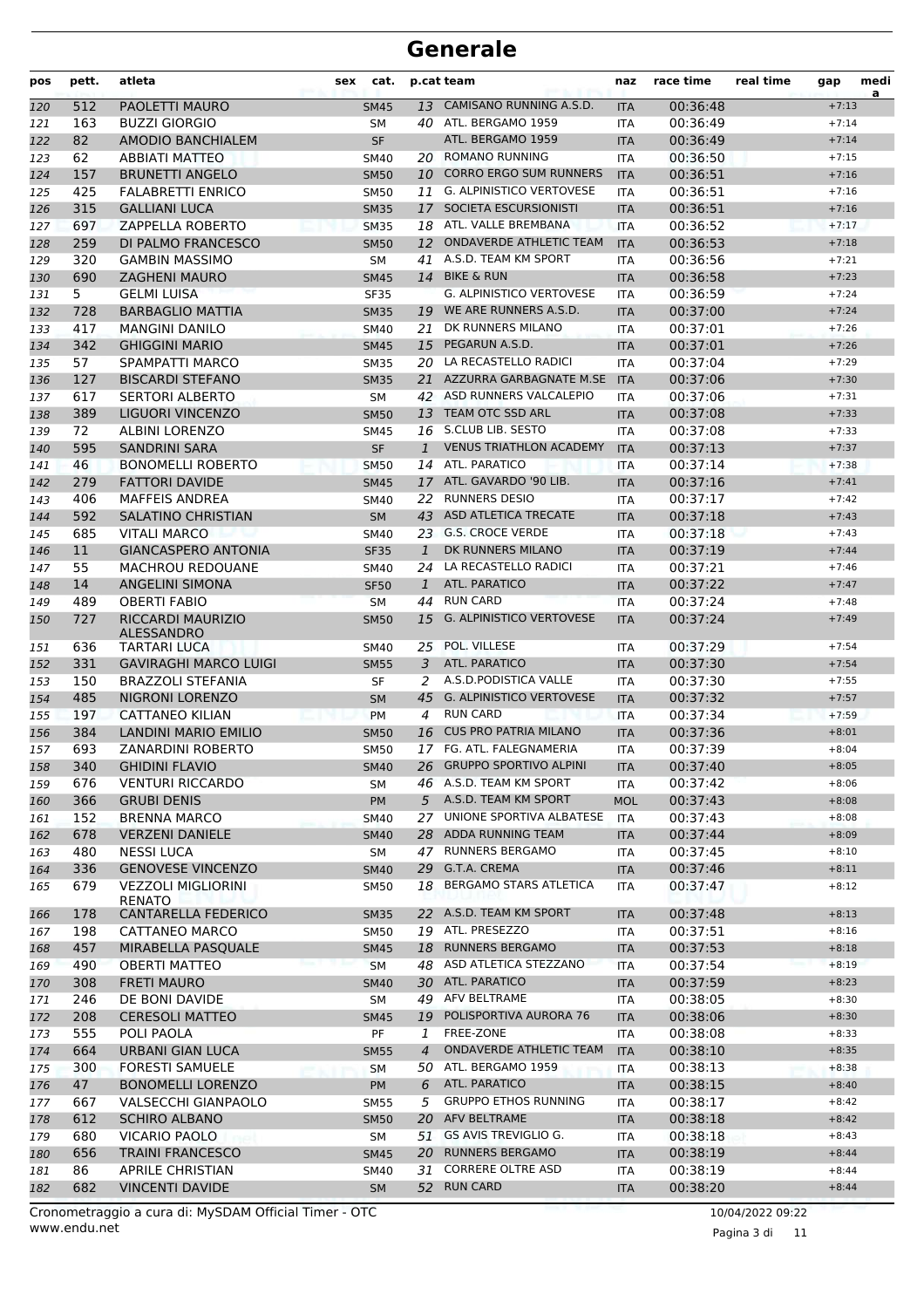# Generale

| pos | pett. | atleta | sex | cat. | p.cat | team | naz | race time | real time | gap | media |
|---|---|---|---|---|---|---|---|---|---|---|---|
| 120 | 512 | PAOLETTI MAURO | | SM45 | 13 | CAMISANO RUNNING A.S.D. | ITA | 00:36:48 | | +7:13 | |
| 121 | 163 | BUZZI GIORGIO | | SM | 40 | ATL. BERGAMO 1959 | ITA | 00:36:49 | | +7:14 | |
| 122 | 82 | AMODIO BANCHIALEM | | SF | | ATL. BERGAMO 1959 | ITA | 00:36:49 | | +7:14 | |
| 123 | 62 | ABBIATI MATTEO | | SM40 | 20 | ROMANO RUNNING | ITA | 00:36:50 | | +7:15 | |
| 124 | 157 | BRUNETTI ANGELO | | SM50 | 10 | CORRO ERGO SUM RUNNERS | ITA | 00:36:51 | | +7:16 | |
| 125 | 425 | FALABRETTI ENRICO | | SM50 | 11 | G. ALPINISTICO VERTOVESE | ITA | 00:36:51 | | +7:16 | |
| 126 | 315 | GALLIANI LUCA | | SM35 | 17 | SOCIETA ESCURSIONISTI | ITA | 00:36:51 | | +7:16 | |
| 127 | 697 | ZAPPELLA ROBERTO | | SM35 | 18 | ATL. VALLE BREMBANA | ITA | 00:36:52 | | +7:17 | |
| 128 | 259 | DI PALMO FRANCESCO | | SM50 | 12 | ONDAVERDE ATHLETIC TEAM | ITA | 00:36:53 | | +7:18 | |
| 129 | 320 | GAMBIN MASSIMO | | SM | 41 | A.S.D. TEAM KM SPORT | ITA | 00:36:56 | | +7:21 | |
| 130 | 690 | ZAGHENI MAURO | | SM45 | 14 | BIKE & RUN | ITA | 00:36:58 | | +7:23 | |
| 131 | 5 | GELMI LUISA | | SF35 | | G. ALPINISTICO VERTOVESE | ITA | 00:36:59 | | +7:24 | |
| 132 | 728 | BARBAGLIO MATTIA | | SM35 | 19 | WE ARE RUNNERS A.S.D. | ITA | 00:37:00 | | +7:24 | |
| 133 | 417 | MANGINI DANILO | | SM40 | 21 | DK RUNNERS MILANO | ITA | 00:37:01 | | +7:26 | |
| 134 | 342 | GHIGGINI MARIO | | SM45 | 15 | PEGARUN A.S.D. | ITA | 00:37:01 | | +7:26 | |
| 135 | 57 | SPAMPATTI MARCO | | SM35 | 20 | LA RECASTELLO RADICI | ITA | 00:37:04 | | +7:29 | |
| 136 | 127 | BISCARDI STEFANO | | SM35 | 21 | AZZURRA GARBAGNATE M.SE | ITA | 00:37:06 | | +7:30 | |
| 137 | 617 | SERTORI ALBERTO | | SM | 42 | ASD RUNNERS VALCALEPIO | ITA | 00:37:06 | | +7:31 | |
| 138 | 389 | LIGUORI VINCENZO | | SM50 | 13 | TEAM OTC SSD ARL | ITA | 00:37:08 | | +7:33 | |
| 139 | 72 | ALBINI LORENZO | | SM45 | 16 | S.CLUB LIB. SESTO | ITA | 00:37:08 | | +7:33 | |
| 140 | 595 | SANDRINI SARA | | SF | 1 | VENUS TRIATHLON ACADEMY | ITA | 00:37:13 | | +7:37 | |
| 141 | 46 | BONOMELLI ROBERTO | | SM50 | 14 | ATL. PARATICO | ITA | 00:37:14 | | +7:38 | |
| 142 | 279 | FATTORI DAVIDE | | SM45 | 17 | ATL. GAVARDO '90 LIB. | ITA | 00:37:16 | | +7:41 | |
| 143 | 406 | MAFFEIS ANDREA | | SM40 | 22 | RUNNERS DESIO | ITA | 00:37:17 | | +7:42 | |
| 144 | 592 | SALATINO CHRISTIAN | | SM | 43 | ASD ATLETICA TRECATE | ITA | 00:37:18 | | +7:43 | |
| 145 | 685 | VITALI MARCO | | SM40 | 23 | G.S. CROCE VERDE | ITA | 00:37:18 | | +7:43 | |
| 146 | 11 | GIANCASPERO ANTONIA | | SF35 | 1 | DK RUNNERS MILANO | ITA | 00:37:19 | | +7:44 | |
| 147 | 55 | MACHROU REDOUANE | | SM40 | 24 | LA RECASTELLO RADICI | ITA | 00:37:21 | | +7:46 | |
| 148 | 14 | ANGELINI SIMONA | | SF50 | 1 | ATL. PARATICO | ITA | 00:37:22 | | +7:47 | |
| 149 | 489 | OBERTI FABIO | | SM | 44 | RUN CARD | ITA | 00:37:24 | | +7:48 | |
| 150 | 727 | RICCARDI MAURIZIO ALESSANDRO | | SM50 | 15 | G. ALPINISTICO VERTOVESE | ITA | 00:37:24 | | +7:49 | |
| 151 | 636 | TARTARI LUCA | | SM40 | 25 | POL. VILLESE | ITA | 00:37:29 | | +7:54 | |
| 152 | 331 | GAVIRAGHI MARCO LUIGI | | SM55 | 3 | ATL. PARATICO | ITA | 00:37:30 | | +7:54 | |
| 153 | 150 | BRAZZOLI STEFANIA | | SF | 2 | A.S.D.PODISTICA VALLE | ITA | 00:37:30 | | +7:55 | |
| 154 | 485 | NIGRONI LORENZO | | SM | 45 | G. ALPINISTICO VERTOVESE | ITA | 00:37:32 | | +7:57 | |
| 155 | 197 | CATTANEO KILIAN | | PM | 4 | RUN CARD | ITA | 00:37:34 | | +7:59 | |
| 156 | 384 | LANDINI MARIO EMILIO | | SM50 | 16 | CUS PRO PATRIA MILANO | ITA | 00:37:36 | | +8:01 | |
| 157 | 693 | ZANARDINI ROBERTO | | SM50 | 17 | FG. ATL. FALEGNAMERIA | ITA | 00:37:39 | | +8:04 | |
| 158 | 340 | GHIDINI FLAVIO | | SM40 | 26 | GRUPPO SPORTIVO ALPINI | ITA | 00:37:40 | | +8:05 | |
| 159 | 676 | VENTURI RICCARDO | | SM | 46 | A.S.D. TEAM KM SPORT | ITA | 00:37:42 | | +8:06 | |
| 160 | 366 | GRUBI DENIS | | PM | 5 | A.S.D. TEAM KM SPORT | MOL | 00:37:43 | | +8:08 | |
| 161 | 152 | BRENNA MARCO | | SM40 | 27 | UNIONE SPORTIVA ALBATESE | ITA | 00:37:43 | | +8:08 | |
| 162 | 678 | VERZENI DANIELE | | SM40 | 28 | ADDA RUNNING TEAM | ITA | 00:37:44 | | +8:09 | |
| 163 | 480 | NESSI LUCA | | SM | 47 | RUNNERS BERGAMO | ITA | 00:37:45 | | +8:10 | |
| 164 | 336 | GENOVESE VINCENZO | | SM40 | 29 | G.T.A. CREMA | ITA | 00:37:46 | | +8:11 | |
| 165 | 679 | VEZZOLI MIGLIORINI RENATO | | SM50 | 18 | BERGAMO STARS ATLETICA | ITA | 00:37:47 | | +8:12 | |
| 166 | 178 | CANTARELLA FEDERICO | | SM35 | 22 | A.S.D. TEAM KM SPORT | ITA | 00:37:48 | | +8:13 | |
| 167 | 198 | CATTANEO MARCO | | SM50 | 19 | ATL. PRESEZZO | ITA | 00:37:51 | | +8:16 | |
| 168 | 457 | MIRABELLA PASQUALE | | SM45 | 18 | RUNNERS BERGAMO | ITA | 00:37:53 | | +8:18 | |
| 169 | 490 | OBERTI MATTEO | | SM | 48 | ASD ATLETICA STEZZANO | ITA | 00:37:54 | | +8:19 | |
| 170 | 308 | FRETI MAURO | | SM40 | 30 | ATL. PARATICO | ITA | 00:37:59 | | +8:23 | |
| 171 | 246 | DE BONI DAVIDE | | SM | 49 | AFV BELTRAME | ITA | 00:38:05 | | +8:30 | |
| 172 | 208 | CERESOLI MATTEO | | SM45 | 19 | POLISPORTIVA AURORA 76 | ITA | 00:38:06 | | +8:30 | |
| 173 | 555 | POLI PAOLA | | PF | 1 | FREE-ZONE | ITA | 00:38:08 | | +8:33 | |
| 174 | 664 | URBANI GIAN LUCA | | SM55 | 4 | ONDAVERDE ATHLETIC TEAM | ITA | 00:38:10 | | +8:35 | |
| 175 | 300 | FORESTI SAMUELE | | SM | 50 | ATL. BERGAMO 1959 | ITA | 00:38:13 | | +8:38 | |
| 176 | 47 | BONOMELLI LORENZO | | PM | 6 | ATL. PARATICO | ITA | 00:38:15 | | +8:40 | |
| 177 | 667 | VALSECCHI GIANPAOLO | | SM55 | 5 | GRUPPO ETHOS RUNNING | ITA | 00:38:17 | | +8:42 | |
| 178 | 612 | SCHIRO ALBANO | | SM50 | 20 | AFV BELTRAME | ITA | 00:38:18 | | +8:42 | |
| 179 | 680 | VICARIO PAOLO | | SM | 51 | GS AVIS TREVIGLIO G. | ITA | 00:38:18 | | +8:43 | |
| 180 | 656 | TRAINI FRANCESCO | | SM45 | 20 | RUNNERS BERGAMO | ITA | 00:38:19 | | +8:44 | |
| 181 | 86 | APRILE CHRISTIAN | | SM40 | 31 | CORRERE OLTRE ASD | ITA | 00:38:19 | | +8:44 | |
| 182 | 682 | VINCENTI DAVIDE | | SM | 52 | RUN CARD | ITA | 00:38:20 | | +8:44 | |

Cronometraggio a cura di: MySDAM Official Timer - OTC
www.endu.net

10/04/2022 09:22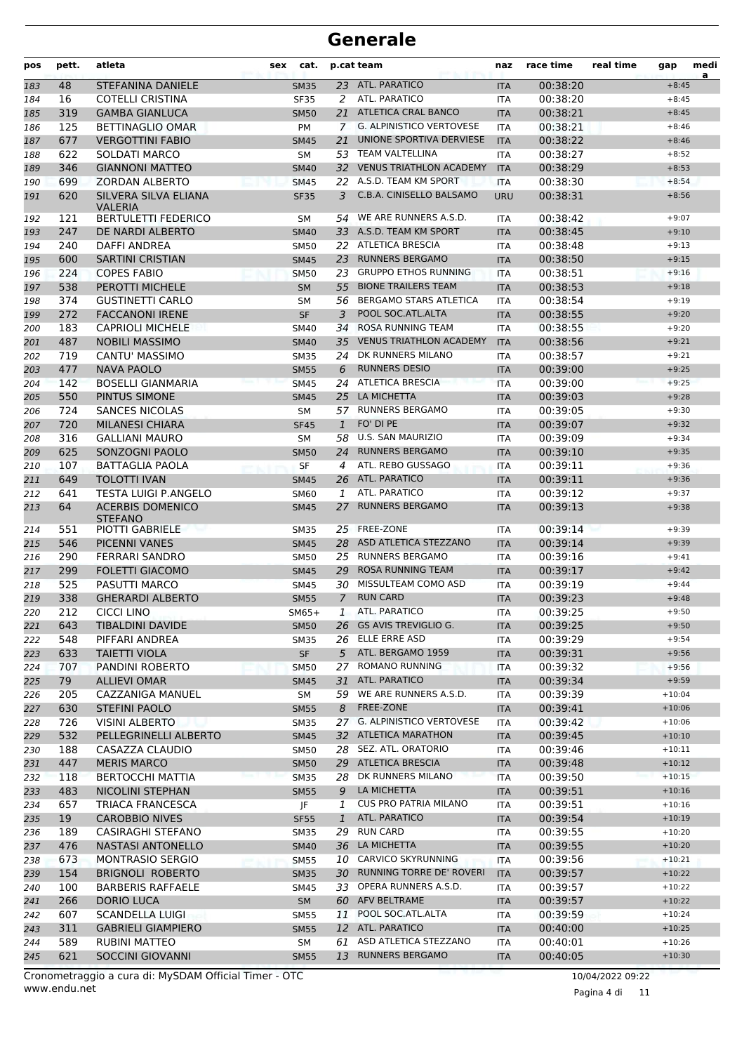# Generale

| pos | pett. | atleta | sex | cat. | p.cat | team | naz | race time | real time | gap | media |
|---|---|---|---|---|---|---|---|---|---|---|---|
| 183 | 48 | STEFANINA DANIELE | | SM35 | 23 | ATL. PARATICO | ITA | 00:38:20 | | +8:45 | |
| 184 | 16 | COTELLI CRISTINA | | SF35 | 2 | ATL. PARATICO | ITA | 00:38:20 | | +8:45 | |
| 185 | 319 | GAMBA GIANLUCA | | SM50 | 21 | ATLETICA CRAL BANCO | ITA | 00:38:21 | | +8:45 | |
| 186 | 125 | BETTINAGLIO OMAR | | PM | 7 | G. ALPINISTICO VERTOVESE | ITA | 00:38:21 | | +8:46 | |
| 187 | 677 | VERGOTTINI FABIO | | SM45 | 21 | UNIONE SPORTIVA DERVIESE | ITA | 00:38:22 | | +8:46 | |
| 188 | 622 | SOLDATI MARCO | | SM | 53 | TEAM VALTELLINA | ITA | 00:38:27 | | +8:52 | |
| 189 | 346 | GIANNONI MATTEO | | SM40 | 32 | VENUS TRIATHLON ACADEMY | ITA | 00:38:29 | | +8:53 | |
| 190 | 699 | ZORDAN ALBERTO | | SM45 | 22 | A.S.D. TEAM KM SPORT | ITA | 00:38:30 | | +8:54 | |
| 191 | 620 | SILVERA SILVA ELIANA VALERIA | | SF35 | 3 | C.B.A. CINISELLO BALSAMO | URU | 00:38:31 | | +8:56 | |
| 192 | 121 | BERTULETTI FEDERICO | | SM | 54 | WE ARE RUNNERS A.S.D. | ITA | 00:38:42 | | +9:07 | |
| 193 | 247 | DE NARDI ALBERTO | | SM40 | 33 | A.S.D. TEAM KM SPORT | ITA | 00:38:45 | | +9:10 | |
| 194 | 240 | DAFFI ANDREA | | SM50 | 22 | ATLETICA BRESCIA | ITA | 00:38:48 | | +9:13 | |
| 195 | 600 | SARTINI CRISTIAN | | SM45 | 23 | RUNNERS BERGAMO | ITA | 00:38:50 | | +9:15 | |
| 196 | 224 | COPES FABIO | | SM50 | 23 | GRUPPO ETHOS RUNNING | ITA | 00:38:51 | | +9:16 | |
| 197 | 538 | PEROTTI MICHELE | | SM | 55 | BIONE TRAILERS TEAM | ITA | 00:38:53 | | +9:18 | |
| 198 | 374 | GUSTINETTI CARLO | | SM | 56 | BERGAMO STARS ATLETICA | ITA | 00:38:54 | | +9:19 | |
| 199 | 272 | FACCANONI IRENE | | SF | 3 | POOL SOC.ATL.ALTA | ITA | 00:38:55 | | +9:20 | |
| 200 | 183 | CAPRIOLI MICHELE | | SM40 | 34 | ROSA RUNNING TEAM | ITA | 00:38:55 | | +9:20 | |
| 201 | 487 | NOBILI MASSIMO | | SM40 | 35 | VENUS TRIATHLON ACADEMY | ITA | 00:38:56 | | +9:21 | |
| 202 | 719 | CANTU' MASSIMO | | SM35 | 24 | DK RUNNERS MILANO | ITA | 00:38:57 | | +9:21 | |
| 203 | 477 | NAVA PAOLO | | SM55 | 6 | RUNNERS DESIO | ITA | 00:39:00 | | +9:25 | |
| 204 | 142 | BOSELLI GIANMARIA | | SM45 | 24 | ATLETICA BRESCIA | ITA | 00:39:00 | | +9:25 | |
| 205 | 550 | PINTUS SIMONE | | SM45 | 25 | LA MICHETTA | ITA | 00:39:03 | | +9:28 | |
| 206 | 724 | SANCES NICOLAS | | SM | 57 | RUNNERS BERGAMO | ITA | 00:39:05 | | +9:30 | |
| 207 | 720 | MILANESI CHIARA | | SF45 | 1 | FO' DI PE | ITA | 00:39:07 | | +9:32 | |
| 208 | 316 | GALLIANI MAURO | | SM | 58 | U.S. SAN MAURIZIO | ITA | 00:39:09 | | +9:34 | |
| 209 | 625 | SONZOGNI PAOLO | | SM50 | 24 | RUNNERS BERGAMO | ITA | 00:39:10 | | +9:35 | |
| 210 | 107 | BATTAGLIA PAOLA | | SF | 4 | ATL. REBO GUSSAGO | ITA | 00:39:11 | | +9:36 | |
| 211 | 649 | TOLOTTI IVAN | | SM45 | 26 | ATL. PARATICO | ITA | 00:39:11 | | +9:36 | |
| 212 | 641 | TESTA LUIGI P.ANGELO | | SM60 | 1 | ATL. PARATICO | ITA | 00:39:12 | | +9:37 | |
| 213 | 64 | ACERBIS DOMENICO STEFANO | | SM45 | 27 | RUNNERS BERGAMO | ITA | 00:39:13 | | +9:38 | |
| 214 | 551 | PIOTTI GABRIELE | | SM35 | 25 | FREE-ZONE | ITA | 00:39:14 | | +9:39 | |
| 215 | 546 | PICENNI VANES | | SM45 | 28 | ASD ATLETICA STEZZANO | ITA | 00:39:14 | | +9:39 | |
| 216 | 290 | FERRARI SANDRO | | SM50 | 25 | RUNNERS BERGAMO | ITA | 00:39:16 | | +9:41 | |
| 217 | 299 | FOLETTI GIACOMO | | SM45 | 29 | ROSA RUNNING TEAM | ITA | 00:39:17 | | +9:42 | |
| 218 | 525 | PASUTTI MARCO | | SM45 | 30 | MISSULTEAM COMO ASD | ITA | 00:39:19 | | +9:44 | |
| 219 | 338 | GHERARDI ALBERTO | | SM55 | 7 | RUN CARD | ITA | 00:39:23 | | +9:48 | |
| 220 | 212 | CICCI LINO | | SM65+ | 1 | ATL. PARATICO | ITA | 00:39:25 | | +9:50 | |
| 221 | 643 | TIBALDINI DAVIDE | | SM50 | 26 | GS AVIS TREVIGLIO G. | ITA | 00:39:25 | | +9:50 | |
| 222 | 548 | PIFFARI ANDREA | | SM35 | 26 | ELLE ERRE ASD | ITA | 00:39:29 | | +9:54 | |
| 223 | 633 | TAIETTI VIOLA | | SF | 5 | ATL. BERGAMO 1959 | ITA | 00:39:31 | | +9:56 | |
| 224 | 707 | PANDINI ROBERTO | | SM50 | 27 | ROMANO RUNNING | ITA | 00:39:32 | | +9:56 | |
| 225 | 79 | ALLIEVI OMAR | | SM45 | 31 | ATL. PARATICO | ITA | 00:39:34 | | +9:59 | |
| 226 | 205 | CAZZANIGA MANUEL | | SM | 59 | WE ARE RUNNERS A.S.D. | ITA | 00:39:39 | | +10:04 | |
| 227 | 630 | STEFINI PAOLO | | SM55 | 8 | FREE-ZONE | ITA | 00:39:41 | | +10:06 | |
| 228 | 726 | VISINI ALBERTO | | SM35 | 27 | G. ALPINISTICO VERTOVESE | ITA | 00:39:42 | | +10:06 | |
| 229 | 532 | PELLEGRINELLI ALBERTO | | SM45 | 32 | ATLETICA MARATHON | ITA | 00:39:45 | | +10:10 | |
| 230 | 188 | CASAZZA CLAUDIO | | SM50 | 28 | SEZ. ATL. ORATORIO | ITA | 00:39:46 | | +10:11 | |
| 231 | 447 | MERIS MARCO | | SM50 | 29 | ATLETICA BRESCIA | ITA | 00:39:48 | | +10:12 | |
| 232 | 118 | BERTOCCHI MATTIA | | SM35 | 28 | DK RUNNERS MILANO | ITA | 00:39:50 | | +10:15 | |
| 233 | 483 | NICOLINI STEPHAN | | SM55 | 9 | LA MICHETTA | ITA | 00:39:51 | | +10:16 | |
| 234 | 657 | TRIACA FRANCESCA | | JF | 1 | CUS PRO PATRIA MILANO | ITA | 00:39:51 | | +10:16 | |
| 235 | 19 | CAROBBIO NIVES | | SF55 | 1 | ATL. PARATICO | ITA | 00:39:54 | | +10:19 | |
| 236 | 189 | CASIRAGHI STEFANO | | SM35 | 29 | RUN CARD | ITA | 00:39:55 | | +10:20 | |
| 237 | 476 | NASTASI ANTONELLO | | SM40 | 36 | LA MICHETTA | ITA | 00:39:55 | | +10:20 | |
| 238 | 673 | MONTRASIO SERGIO | | SM55 | 10 | CARVICO SKYRUNNING | ITA | 00:39:56 | | +10:21 | |
| 239 | 154 | BRIGNOLI ROBERTO | | SM35 | 30 | RUNNING TORRE DE' ROVERI | ITA | 00:39:57 | | +10:22 | |
| 240 | 100 | BARBERIS RAFFAELE | | SM45 | 33 | OPERA RUNNERS A.S.D. | ITA | 00:39:57 | | +10:22 | |
| 241 | 266 | DORIO LUCA | | SM | 60 | AFV BELTRAME | ITA | 00:39:57 | | +10:22 | |
| 242 | 607 | SCANDELLA LUIGI | | SM55 | 11 | POOL SOC.ATL.ALTA | ITA | 00:39:59 | | +10:24 | |
| 243 | 311 | GABRIELI GIAMPIERO | | SM55 | 12 | ATL. PARATICO | ITA | 00:40:00 | | +10:25 | |
| 244 | 589 | RUBINI MATTEO | | SM | 61 | ASD ATLETICA STEZZANO | ITA | 00:40:01 | | +10:26 | |
| 245 | 621 | SOCCINI GIOVANNI | | SM55 | 13 | RUNNERS BERGAMO | ITA | 00:40:05 | | +10:30 | |

Cronometraggio a cura di: MySDAM Official Timer - OTC
www.endu.net

10/04/2022 09:22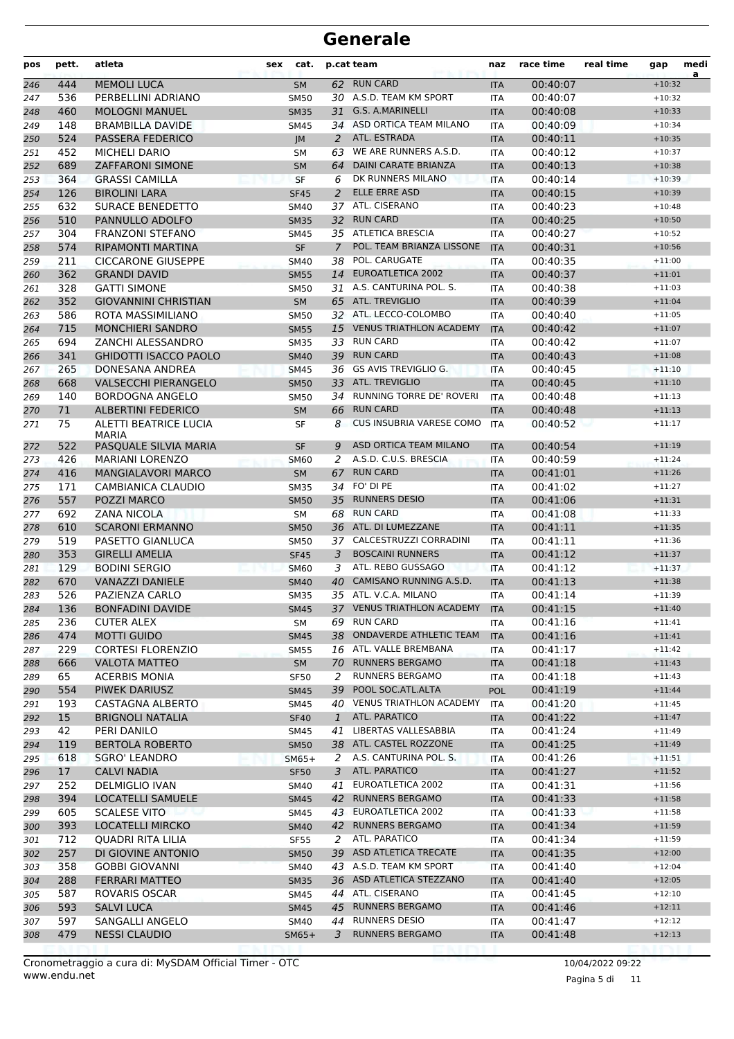# Generale

| pos | pett. | atleta | sex | cat. | p.cat | team | naz | race time | real time | gap | media |
|---|---|---|---|---|---|---|---|---|---|---|---|
| 246 | 444 | MEMOLI LUCA | | SM | 62 | RUN CARD | ITA | 00:40:07 | | +10:32 | |
| 247 | 536 | PERBELLINI ADRIANO | | SM50 | 30 | A.S.D. TEAM KM SPORT | ITA | 00:40:07 | | +10:32 | |
| 248 | 460 | MOLOGNI MANUEL | | SM35 | 31 | G.S. A.MARINELLI | ITA | 00:40:08 | | +10:33 | |
| 249 | 148 | BRAMBILLA DAVIDE | | SM45 | 34 | ASD ORTICA TEAM MILANO | ITA | 00:40:09 | | +10:34 | |
| 250 | 524 | PASSERA FEDERICO | | JM | 2 | ATL. ESTRADA | ITA | 00:40:11 | | +10:35 | |
| 251 | 452 | MICHELI DARIO | | SM | 63 | WE ARE RUNNERS A.S.D. | ITA | 00:40:12 | | +10:37 | |
| 252 | 689 | ZAFFARONI SIMONE | | SM | 64 | DAINI CARATE BRIANZA | ITA | 00:40:13 | | +10:38 | |
| 253 | 364 | GRASSI CAMILLA | | SF | 6 | DK RUNNERS MILANO | ITA | 00:40:14 | | +10:39 | |
| 254 | 126 | BIROLINI LARA | | SF45 | 2 | ELLE ERRE ASD | ITA | 00:40:15 | | +10:39 | |
| 255 | 632 | SURACE BENEDETTO | | SM40 | 37 | ATL. CISERANO | ITA | 00:40:23 | | +10:48 | |
| 256 | 510 | PANNULLO ADOLFO | | SM35 | 32 | RUN CARD | ITA | 00:40:25 | | +10:50 | |
| 257 | 304 | FRANZONI STEFANO | | SM45 | 35 | ATLETICA BRESCIA | ITA | 00:40:27 | | +10:52 | |
| 258 | 574 | RIPAMONTI MARTINA | | SF | 7 | POL. TEAM BRIANZA LISSONE | ITA | 00:40:31 | | +10:56 | |
| 259 | 211 | CICCARONE GIUSEPPE | | SM40 | 38 | POL. CARUGATE | ITA | 00:40:35 | | +11:00 | |
| 260 | 362 | GRANDI DAVID | | SM55 | 14 | EUROATLETICA 2002 | ITA | 00:40:37 | | +11:01 | |
| 261 | 328 | GATTI SIMONE | | SM50 | 31 | A.S. CANTURINA POL. S. | ITA | 00:40:38 | | +11:03 | |
| 262 | 352 | GIOVANNINI CHRISTIAN | | SM | 65 | ATL. TREVIGLIO | ITA | 00:40:39 | | +11:04 | |
| 263 | 586 | ROTA MASSIMILIANO | | SM50 | 32 | ATL. LECCO-COLOMBO | ITA | 00:40:40 | | +11:05 | |
| 264 | 715 | MONCHIERI SANDRO | | SM55 | 15 | VENUS TRIATHLON ACADEMY | ITA | 00:40:42 | | +11:07 | |
| 265 | 694 | ZANCHI ALESSANDRO | | SM35 | 33 | RUN CARD | ITA | 00:40:42 | | +11:07 | |
| 266 | 341 | GHIDOTTI ISACCO PAOLO | | SM40 | 39 | RUN CARD | ITA | 00:40:43 | | +11:08 | |
| 267 | 265 | DONESANA ANDREA | | SM45 | 36 | GS AVIS TREVIGLIO G. | ITA | 00:40:45 | | +11:10 | |
| 268 | 668 | VALSECCHI PIERANGELO | | SM50 | 33 | ATL. TREVIGLIO | ITA | 00:40:45 | | +11:10 | |
| 269 | 140 | BORDOGNA ANGELO | | SM50 | 34 | RUNNING TORRE DE' ROVERI | ITA | 00:40:48 | | +11:13 | |
| 270 | 71 | ALBERTINI FEDERICO | | SM | 66 | RUN CARD | ITA | 00:40:48 | | +11:13 | |
| 271 | 75 | ALETTI BEATRICE LUCIA MARIA | | SF | 8 | CUS INSUBRIA VARESE COMO | ITA | 00:40:52 | | +11:17 | |
| 272 | 522 | PASQUALE SILVIA MARIA | | SF | 9 | ASD ORTICA TEAM MILANO | ITA | 00:40:54 | | +11:19 | |
| 273 | 426 | MARIANI LORENZO | | SM60 | 2 | A.S.D. C.U.S. BRESCIA | ITA | 00:40:59 | | +11:24 | |
| 274 | 416 | MANGIALAVORI MARCO | | SM | 67 | RUN CARD | ITA | 00:41:01 | | +11:26 | |
| 275 | 171 | CAMBIANICA CLAUDIO | | SM35 | 34 | FO' DI PE | ITA | 00:41:02 | | +11:27 | |
| 276 | 557 | POZZI MARCO | | SM50 | 35 | RUNNERS DESIO | ITA | 00:41:06 | | +11:31 | |
| 277 | 692 | ZANA NICOLA | | SM | 68 | RUN CARD | ITA | 00:41:08 | | +11:33 | |
| 278 | 610 | SCARONI ERMANNO | | SM50 | 36 | ATL. DI LUMEZZANE | ITA | 00:41:11 | | +11:35 | |
| 279 | 519 | PASETTO GIANLUCA | | SM50 | 37 | CALCESTRUZZI CORRADINI | ITA | 00:41:11 | | +11:36 | |
| 280 | 353 | GIRELLI AMELIA | | SF45 | 3 | BOSCAINI RUNNERS | ITA | 00:41:12 | | +11:37 | |
| 281 | 129 | BODINI SERGIO | | SM60 | 3 | ATL. REBO GUSSAGO | ITA | 00:41:12 | | +11:37 | |
| 282 | 670 | VANAZZI DANIELE | | SM40 | 40 | CAMISANO RUNNING A.S.D. | ITA | 00:41:13 | | +11:38 | |
| 283 | 526 | PAZIENZA CARLO | | SM35 | 35 | ATL. V.C.A. MILANO | ITA | 00:41:14 | | +11:39 | |
| 284 | 136 | BONFADINI DAVIDE | | SM45 | 37 | VENUS TRIATHLON ACADEMY | ITA | 00:41:15 | | +11:40 | |
| 285 | 236 | CUTER ALEX | | SM | 69 | RUN CARD | ITA | 00:41:16 | | +11:41 | |
| 286 | 474 | MOTTI GUIDO | | SM45 | 38 | ONDAVERDE ATHLETIC TEAM | ITA | 00:41:16 | | +11:41 | |
| 287 | 229 | CORTESI FLORENZIO | | SM55 | 16 | ATL. VALLE BREMBANA | ITA | 00:41:17 | | +11:42 | |
| 288 | 666 | VALOTA MATTEO | | SM | 70 | RUNNERS BERGAMO | ITA | 00:41:18 | | +11:43 | |
| 289 | 65 | ACERBIS MONIA | | SF50 | 2 | RUNNERS BERGAMO | ITA | 00:41:18 | | +11:43 | |
| 290 | 554 | PIWEK DARIUSZ | | SM45 | 39 | POOL SOC.ATL.ALTA | POL | 00:41:19 | | +11:44 | |
| 291 | 193 | CASTAGNA ALBERTO | | SM45 | 40 | VENUS TRIATHLON ACADEMY | ITA | 00:41:20 | | +11:45 | |
| 292 | 15 | BRIGNOLI NATALIA | | SF40 | 1 | ATL. PARATICO | ITA | 00:41:22 | | +11:47 | |
| 293 | 42 | PERI DANILO | | SM45 | 41 | LIBERTAS VALLESABBIA | ITA | 00:41:24 | | +11:49 | |
| 294 | 119 | BERTOLA ROBERTO | | SM50 | 38 | ATL. CASTEL ROZZONE | ITA | 00:41:25 | | +11:49 | |
| 295 | 618 | SGRO' LEANDRO | | SM65+ | 2 | A.S. CANTURINA POL. S. | ITA | 00:41:26 | | +11:51 | |
| 296 | 17 | CALVI NADIA | | SF50 | 3 | ATL. PARATICO | ITA | 00:41:27 | | +11:52 | |
| 297 | 252 | DELMIGLIO IVAN | | SM40 | 41 | EUROATLETICA 2002 | ITA | 00:41:31 | | +11:56 | |
| 298 | 394 | LOCATELLI SAMUELE | | SM45 | 42 | RUNNERS BERGAMO | ITA | 00:41:33 | | +11:58 | |
| 299 | 605 | SCALESE VITO | | SM45 | 43 | EUROATLETICA 2002 | ITA | 00:41:33 | | +11:58 | |
| 300 | 393 | LOCATELLI MIRCKO | | SM40 | 42 | RUNNERS BERGAMO | ITA | 00:41:34 | | +11:59 | |
| 301 | 712 | QUADRI RITA LILIA | | SF55 | 2 | ATL. PARATICO | ITA | 00:41:34 | | +11:59 | |
| 302 | 257 | DI GIOVINE ANTONIO | | SM50 | 39 | ASD ATLETICA TRECATE | ITA | 00:41:35 | | +12:00 | |
| 303 | 358 | GOBBI GIOVANNI | | SM40 | 43 | A.S.D. TEAM KM SPORT | ITA | 00:41:40 | | +12:04 | |
| 304 | 288 | FERRARI MATTEO | | SM35 | 36 | ASD ATLETICA STEZZANO | ITA | 00:41:40 | | +12:05 | |
| 305 | 587 | ROVARIS OSCAR | | SM45 | 44 | ATL. CISERANO | ITA | 00:41:45 | | +12:10 | |
| 306 | 593 | SALVI LUCA | | SM45 | 45 | RUNNERS BERGAMO | ITA | 00:41:46 | | +12:11 | |
| 307 | 597 | SANGALLI ANGELO | | SM40 | 44 | RUNNERS DESIO | ITA | 00:41:47 | | +12:12 | |
| 308 | 479 | NESSI CLAUDIO | | SM65+ | 3 | RUNNERS BERGAMO | ITA | 00:41:48 | | +12:13 | |

Cronometraggio a cura di: MySDAM Official Timer - OTC
www.endu.net

10/04/2022 09:22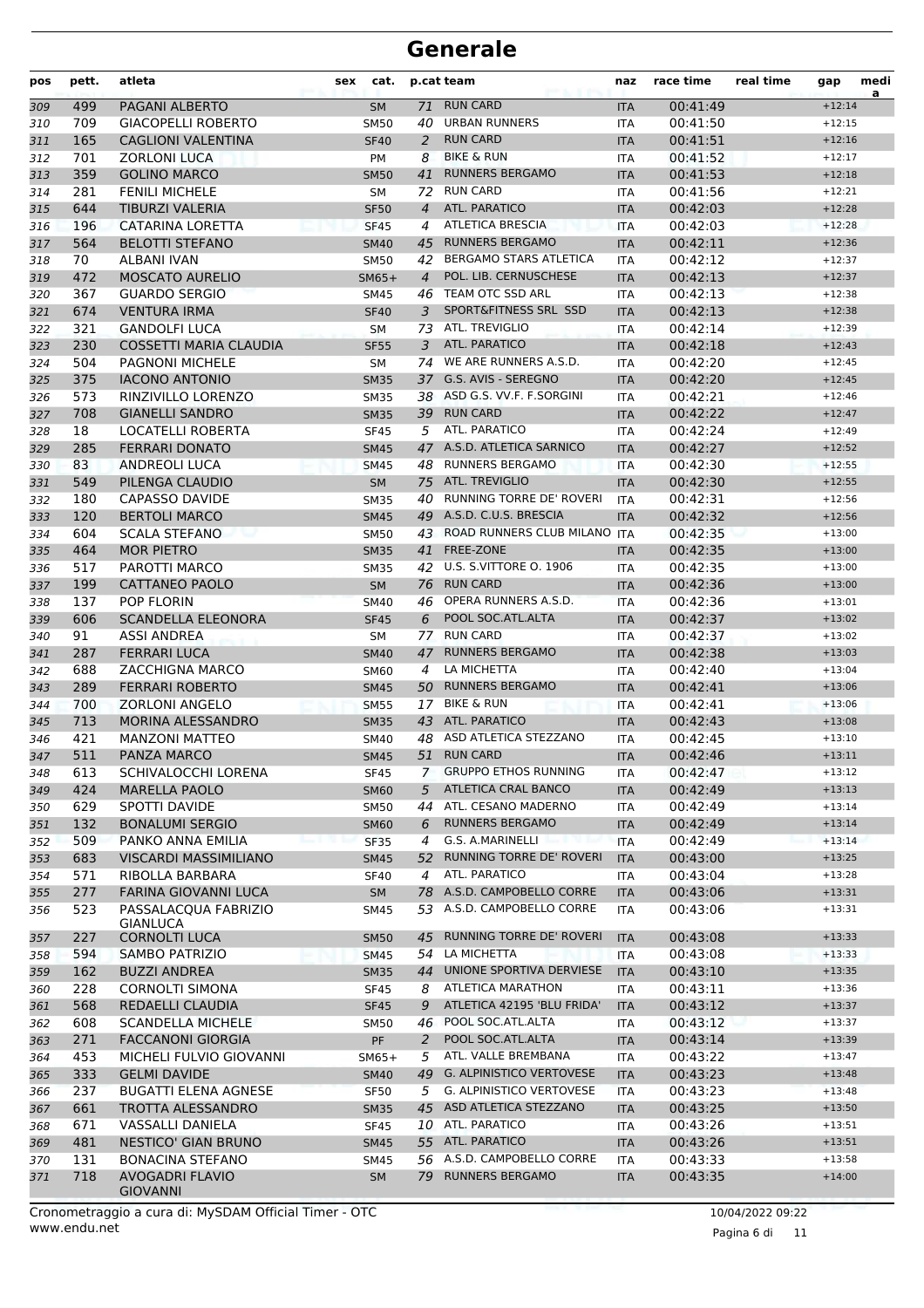# Generale

| pos | pett. | atleta | sex | cat. | p.cat | team | naz | race time | real time | gap | media |
|---|---|---|---|---|---|---|---|---|---|---|---|
| 309 | 499 | PAGANI ALBERTO | | SM | 71 | RUN CARD | ITA | 00:41:49 | | +12:14 | |
| 310 | 709 | GIACOPELLI ROBERTO | | SM50 | 40 | URBAN RUNNERS | ITA | 00:41:50 | | +12:15 | |
| 311 | 165 | CAGLIONI VALENTINA | | SF40 | 2 | RUN CARD | ITA | 00:41:51 | | +12:16 | |
| 312 | 701 | ZORLONI LUCA | | PM | 8 | BIKE & RUN | ITA | 00:41:52 | | +12:17 | |
| 313 | 359 | GOLINO MARCO | | SM50 | 41 | RUNNERS BERGAMO | ITA | 00:41:53 | | +12:18 | |
| 314 | 281 | FENILI MICHELE | | SM | 72 | RUN CARD | ITA | 00:41:56 | | +12:21 | |
| 315 | 644 | TIBURZI VALERIA | | SF50 | 4 | ATL. PARATICO | ITA | 00:42:03 | | +12:28 | |
| 316 | 196 | CATARINA LORETTA | | SF45 | 4 | ATLETICA BRESCIA | ITA | 00:42:03 | | +12:28 | |
| 317 | 564 | BELOTTI STEFANO | | SM40 | 45 | RUNNERS BERGAMO | ITA | 00:42:11 | | +12:36 | |
| 318 | 70 | ALBANI IVAN | | SM50 | 42 | BERGAMO STARS ATLETICA | ITA | 00:42:12 | | +12:37 | |
| 319 | 472 | MOSCATO AURELIO | | SM65+ | 4 | POL. LIB. CERNUSCHESE | ITA | 00:42:13 | | +12:37 | |
| 320 | 367 | GUARDO SERGIO | | SM45 | 46 | TEAM OTC SSD ARL | ITA | 00:42:13 | | +12:38 | |
| 321 | 674 | VENTURA IRMA | | SF40 | 3 | SPORT&FITNESS SRL SSD | ITA | 00:42:13 | | +12:38 | |
| 322 | 321 | GANDOLFI LUCA | | SM | 73 | ATL. TREVIGLIO | ITA | 00:42:14 | | +12:39 | |
| 323 | 230 | COSSETTI MARIA CLAUDIA | | SF55 | 3 | ATL. PARATICO | ITA | 00:42:18 | | +12:43 | |
| 324 | 504 | PAGNONI MICHELE | | SM | 74 | WE ARE RUNNERS A.S.D. | ITA | 00:42:20 | | +12:45 | |
| 325 | 375 | IACONO ANTONIO | | SM35 | 37 | G.S. AVIS - SEREGNO | ITA | 00:42:20 | | +12:45 | |
| 326 | 573 | RINZIVILLO LORENZO | | SM35 | 38 | ASD G.S. VV.F. F.SORGINI | ITA | 00:42:21 | | +12:46 | |
| 327 | 708 | GIANELLI SANDRO | | SM35 | 39 | RUN CARD | ITA | 00:42:22 | | +12:47 | |
| 328 | 18 | LOCATELLI ROBERTA | | SF45 | 5 | ATL. PARATICO | ITA | 00:42:24 | | +12:49 | |
| 329 | 285 | FERRARI DONATO | | SM45 | 47 | A.S.D. ATLETICA SARNICO | ITA | 00:42:27 | | +12:52 | |
| 330 | 83 | ANDREOLI LUCA | | SM45 | 48 | RUNNERS BERGAMO | ITA | 00:42:30 | | +12:55 | |
| 331 | 549 | PILENGA CLAUDIO | | SM | 75 | ATL. TREVIGLIO | ITA | 00:42:30 | | +12:55 | |
| 332 | 180 | CAPASSO DAVIDE | | SM35 | 40 | RUNNING TORRE DE' ROVERI | ITA | 00:42:31 | | +12:56 | |
| 333 | 120 | BERTOLI MARCO | | SM45 | 49 | A.S.D. C.U.S. BRESCIA | ITA | 00:42:32 | | +12:56 | |
| 334 | 604 | SCALA STEFANO | | SM50 | 43 | ROAD RUNNERS CLUB MILANO | ITA | 00:42:35 | | +13:00 | |
| 335 | 464 | MOR PIETRO | | SM35 | 41 | FREE-ZONE | ITA | 00:42:35 | | +13:00 | |
| 336 | 517 | PAROTTI MARCO | | SM35 | 42 | U.S. S.VITTORE O. 1906 | ITA | 00:42:35 | | +13:00 | |
| 337 | 199 | CATTANEO PAOLO | | SM | 76 | RUN CARD | ITA | 00:42:36 | | +13:00 | |
| 338 | 137 | POP FLORIN | | SM40 | 46 | OPERA RUNNERS A.S.D. | ITA | 00:42:36 | | +13:01 | |
| 339 | 606 | SCANDELLA ELEONORA | | SF45 | 6 | POOL SOC.ATL.ALTA | ITA | 00:42:37 | | +13:02 | |
| 340 | 91 | ASSI ANDREA | | SM | 77 | RUN CARD | ITA | 00:42:37 | | +13:02 | |
| 341 | 287 | FERRARI LUCA | | SM40 | 47 | RUNNERS BERGAMO | ITA | 00:42:38 | | +13:03 | |
| 342 | 688 | ZACCHIGNA MARCO | | SM60 | 4 | LA MICHETTA | ITA | 00:42:40 | | +13:04 | |
| 343 | 289 | FERRARI ROBERTO | | SM45 | 50 | RUNNERS BERGAMO | ITA | 00:42:41 | | +13:06 | |
| 344 | 700 | ZORLONI ANGELO | | SM55 | 17 | BIKE & RUN | ITA | 00:42:41 | | +13:06 | |
| 345 | 713 | MORINA ALESSANDRO | | SM35 | 43 | ATL. PARATICO | ITA | 00:42:43 | | +13:08 | |
| 346 | 421 | MANZONI MATTEO | | SM40 | 48 | ASD ATLETICA STEZZANO | ITA | 00:42:45 | | +13:10 | |
| 347 | 511 | PANZA MARCO | | SM45 | 51 | RUN CARD | ITA | 00:42:46 | | +13:11 | |
| 348 | 613 | SCHIVALOCCHI LORENA | | SF45 | 7 | GRUPPO ETHOS RUNNING | ITA | 00:42:47 | | +13:12 | |
| 349 | 424 | MARELLA PAOLO | | SM60 | 5 | ATLETICA CRAL BANCO | ITA | 00:42:49 | | +13:13 | |
| 350 | 629 | SPOTTI DAVIDE | | SM50 | 44 | ATL. CESANO MADERNO | ITA | 00:42:49 | | +13:14 | |
| 351 | 132 | BONALUMI SERGIO | | SM60 | 6 | RUNNERS BERGAMO | ITA | 00:42:49 | | +13:14 | |
| 352 | 509 | PANKO ANNA EMILIA | | SF35 | 4 | G.S. A.MARINELLI | ITA | 00:42:49 | | +13:14 | |
| 353 | 683 | VISCARDI MASSIMILIANO | | SM45 | 52 | RUNNING TORRE DE' ROVERI | ITA | 00:43:00 | | +13:25 | |
| 354 | 571 | RIBOLLA BARBARA | | SF40 | 4 | ATL. PARATICO | ITA | 00:43:04 | | +13:28 | |
| 355 | 277 | FARINA GIOVANNI LUCA | | SM | 78 | A.S.D. CAMPOBELLO CORRE | ITA | 00:43:06 | | +13:31 | |
| 356 | 523 | PASSALACQUA FABRIZIO GIANLUCA | | SM45 | 53 | A.S.D. CAMPOBELLO CORRE | ITA | 00:43:06 | | +13:31 | |
| 357 | 227 | CORNOLTI LUCA | | SM50 | 45 | RUNNING TORRE DE' ROVERI | ITA | 00:43:08 | | +13:33 | |
| 358 | 594 | SAMBO PATRIZIO | | SM45 | 54 | LA MICHETTA | ITA | 00:43:08 | | +13:33 | |
| 359 | 162 | BUZZI ANDREA | | SM35 | 44 | UNIONE SPORTIVA DERVIESE | ITA | 00:43:10 | | +13:35 | |
| 360 | 228 | CORNOLTI SIMONA | | SF45 | 8 | ATLETICA MARATHON | ITA | 00:43:11 | | +13:36 | |
| 361 | 568 | REDAELLI CLAUDIA | | SF45 | 9 | ATLETICA 42195 'BLU FRIDA' | ITA | 00:43:12 | | +13:37 | |
| 362 | 608 | SCANDELLA MICHELE | | SM50 | 46 | POOL SOC.ATL.ALTA | ITA | 00:43:12 | | +13:37 | |
| 363 | 271 | FACCANONI GIORGIA | | PF | 2 | POOL SOC.ATL.ALTA | ITA | 00:43:14 | | +13:39 | |
| 364 | 453 | MICHELI FULVIO GIOVANNI | | SM65+ | 5 | ATL. VALLE BREMBANA | ITA | 00:43:22 | | +13:47 | |
| 365 | 333 | GELMI DAVIDE | | SM40 | 49 | G. ALPINISTICO VERTOVESE | ITA | 00:43:23 | | +13:48 | |
| 366 | 237 | BUGATTI ELENA AGNESE | | SF50 | 5 | G. ALPINISTICO VERTOVESE | ITA | 00:43:23 | | +13:48 | |
| 367 | 661 | TROTTA ALESSANDRO | | SM35 | 45 | ASD ATLETICA STEZZANO | ITA | 00:43:25 | | +13:50 | |
| 368 | 671 | VASSALLI DANIELA | | SF45 | 10 | ATL. PARATICO | ITA | 00:43:26 | | +13:51 | |
| 369 | 481 | NESTICO' GIAN BRUNO | | SM45 | 55 | ATL. PARATICO | ITA | 00:43:26 | | +13:51 | |
| 370 | 131 | BONACINA STEFANO | | SM45 | 56 | A.S.D. CAMPOBELLO CORRE | ITA | 00:43:33 | | +13:58 | |
| 371 | 718 | AVOGADRI FLAVIO GIOVANNI | | SM | 79 | RUNNERS BERGAMO | ITA | 00:43:35 | | +14:00 | |

Cronometraggio a cura di: MySDAM Official Timer - OTC
www.endu.net

10/04/2022 09:22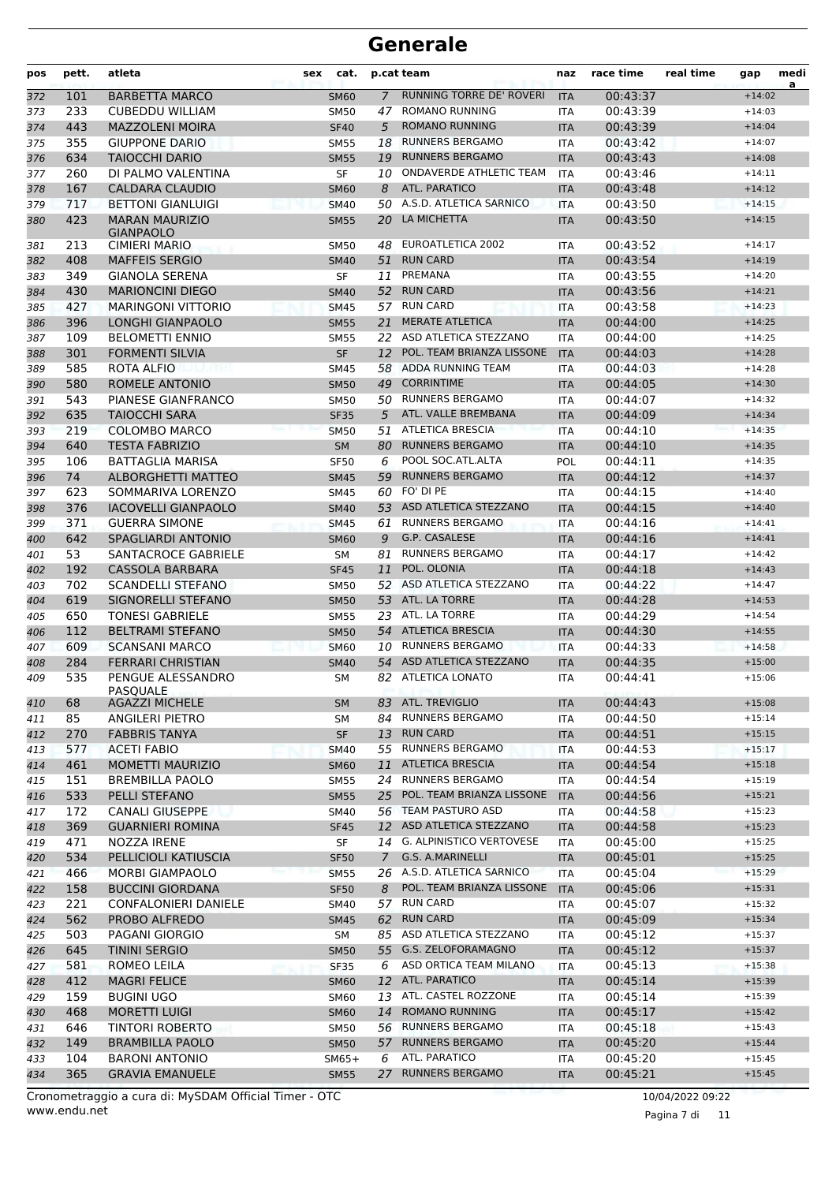# Generale

| pos | pett. | atleta | sex | cat. | p.cat | team | naz | race time | real time | gap | media |
|---|---|---|---|---|---|---|---|---|---|---|---|
| 372 | 101 | BARBETTA MARCO | | SM60 | 7 | RUNNING TORRE DE' ROVERI | ITA | 00:43:37 | | +14:02 | |
| 373 | 233 | CUBEDDU WILLIAM | | SM50 | 47 | ROMANO RUNNING | ITA | 00:43:39 | | +14:03 | |
| 374 | 443 | MAZZOLENI MOIRA | | SF40 | 5 | ROMANO RUNNING | ITA | 00:43:39 | | +14:04 | |
| 375 | 355 | GIUPPONE DARIO | | SM55 | 18 | RUNNERS BERGAMO | ITA | 00:43:42 | | +14:07 | |
| 376 | 634 | TAIOCCHI DARIO | | SM55 | 19 | RUNNERS BERGAMO | ITA | 00:43:43 | | +14:08 | |
| 377 | 260 | DI PALMO VALENTINA | | SF | 10 | ONDAVERDE ATHLETIC TEAM | ITA | 00:43:46 | | +14:11 | |
| 378 | 167 | CALDARA CLAUDIO | | SM60 | 8 | ATL. PARATICO | ITA | 00:43:48 | | +14:12 | |
| 379 | 717 | BETTONI GIANLUIGI | | SM40 | 50 | A.S.D. ATLETICA SARNICO | ITA | 00:43:50 | | +14:15 | |
| 380 | 423 | MARAN MAURIZIO GIANPAOLO | | SM55 | 20 | LA MICHETTA | ITA | 00:43:50 | | +14:15 | |
| 381 | 213 | CIMIERI MARIO | | SM50 | 48 | EUROATLETICA 2002 | ITA | 00:43:52 | | +14:17 | |
| 382 | 408 | MAFFEIS SERGIO | | SM40 | 51 | RUN CARD | ITA | 00:43:54 | | +14:19 | |
| 383 | 349 | GIANOLA SERENA | | SF | 11 | PREMANA | ITA | 00:43:55 | | +14:20 | |
| 384 | 430 | MARIONCINI DIEGO | | SM40 | 52 | RUN CARD | ITA | 00:43:56 | | +14:21 | |
| 385 | 427 | MARINGONI VITTORIO | | SM45 | 57 | RUN CARD | ITA | 00:43:58 | | +14:23 | |
| 386 | 396 | LONGHI GIANPAOLO | | SM55 | 21 | MERATE ATLETICA | ITA | 00:44:00 | | +14:25 | |
| 387 | 109 | BELOMETTI ENNIO | | SM55 | 22 | ASD ATLETICA STEZZANO | ITA | 00:44:00 | | +14:25 | |
| 388 | 301 | FORMENTI SILVIA | | SF | 12 | POL. TEAM BRIANZA LISSONE | ITA | 00:44:03 | | +14:28 | |
| 389 | 585 | ROTA ALFIO | | SM45 | 58 | ADDA RUNNING TEAM | ITA | 00:44:03 | | +14:28 | |
| 390 | 580 | ROMELE ANTONIO | | SM50 | 49 | CORRINTIME | ITA | 00:44:05 | | +14:30 | |
| 391 | 543 | PIANESE GIANFRANCO | | SM50 | 50 | RUNNERS BERGAMO | ITA | 00:44:07 | | +14:32 | |
| 392 | 635 | TAIOCCHI SARA | | SF35 | 5 | ATL. VALLE BREMBANA | ITA | 00:44:09 | | +14:34 | |
| 393 | 219 | COLOMBO MARCO | | SM50 | 51 | ATLETICA BRESCIA | ITA | 00:44:10 | | +14:35 | |
| 394 | 640 | TESTA FABRIZIO | | SM | 80 | RUNNERS BERGAMO | ITA | 00:44:10 | | +14:35 | |
| 395 | 106 | BATTAGLIA MARISA | | SF50 | 6 | POOL SOC.ATL.ALTA | POL | 00:44:11 | | +14:35 | |
| 396 | 74 | ALBORGHETTI MATTEO | | SM45 | 59 | RUNNERS BERGAMO | ITA | 00:44:12 | | +14:37 | |
| 397 | 623 | SOMMARIVA LORENZO | | SM45 | 60 | FO' DI PE | ITA | 00:44:15 | | +14:40 | |
| 398 | 376 | IACOVELLI GIANPAOLO | | SM40 | 53 | ASD ATLETICA STEZZANO | ITA | 00:44:15 | | +14:40 | |
| 399 | 371 | GUERRA SIMONE | | SM45 | 61 | RUNNERS BERGAMO | ITA | 00:44:16 | | +14:41 | |
| 400 | 642 | SPAGLIARDI ANTONIO | | SM60 | 9 | G.P. CASALESE | ITA | 00:44:16 | | +14:41 | |
| 401 | 53 | SANTACROCE GABRIELE | | SM | 81 | RUNNERS BERGAMO | ITA | 00:44:17 | | +14:42 | |
| 402 | 192 | CASSOLA BARBARA | | SF45 | 11 | POL. OLONIA | ITA | 00:44:18 | | +14:43 | |
| 403 | 702 | SCANDELLI STEFANO | | SM50 | 52 | ASD ATLETICA STEZZANO | ITA | 00:44:22 | | +14:47 | |
| 404 | 619 | SIGNORELLI STEFANO | | SM50 | 53 | ATL. LA TORRE | ITA | 00:44:28 | | +14:53 | |
| 405 | 650 | TONESI GABRIELE | | SM55 | 23 | ATL. LA TORRE | ITA | 00:44:29 | | +14:54 | |
| 406 | 112 | BELTRAMI STEFANO | | SM50 | 54 | ATLETICA BRESCIA | ITA | 00:44:30 | | +14:55 | |
| 407 | 609 | SCANSANI MARCO | | SM60 | 10 | RUNNERS BERGAMO | ITA | 00:44:33 | | +14:58 | |
| 408 | 284 | FERRARI CHRISTIAN | | SM40 | 54 | ASD ATLETICA STEZZANO | ITA | 00:44:35 | | +15:00 | |
| 409 | 535 | PENGUE ALESSANDRO PASQUALE | | SM | 82 | ATLETICA LONATO | ITA | 00:44:41 | | +15:06 | |
| 410 | 68 | AGAZZI MICHELE | | SM | 83 | ATL. TREVIGLIO | ITA | 00:44:43 | | +15:08 | |
| 411 | 85 | ANGILERI PIETRO | | SM | 84 | RUNNERS BERGAMO | ITA | 00:44:50 | | +15:14 | |
| 412 | 270 | FABBRIS TANYA | | SF | 13 | RUN CARD | ITA | 00:44:51 | | +15:15 | |
| 413 | 577 | ACETI FABIO | | SM40 | 55 | RUNNERS BERGAMO | ITA | 00:44:53 | | +15:17 | |
| 414 | 461 | MOMETTI MAURIZIO | | SM60 | 11 | ATLETICA BRESCIA | ITA | 00:44:54 | | +15:18 | |
| 415 | 151 | BREMBILLA PAOLO | | SM55 | 24 | RUNNERS BERGAMO | ITA | 00:44:54 | | +15:19 | |
| 416 | 533 | PELLI STEFANO | | SM55 | 25 | POL. TEAM BRIANZA LISSONE | ITA | 00:44:56 | | +15:21 | |
| 417 | 172 | CANALI GIUSEPPE | | SM40 | 56 | TEAM PASTURO ASD | ITA | 00:44:58 | | +15:23 | |
| 418 | 369 | GUARNIERI ROMINA | | SF45 | 12 | ASD ATLETICA STEZZANO | ITA | 00:44:58 | | +15:23 | |
| 419 | 471 | NOZZA IRENE | | SF | 14 | G. ALPINISTICO VERTOVESE | ITA | 00:45:00 | | +15:25 | |
| 420 | 534 | PELLICIOLI KATIUSCIA | | SF50 | 7 | G.S. A.MARINELLI | ITA | 00:45:01 | | +15:25 | |
| 421 | 466 | MORBI GIAMPAOLO | | SM55 | 26 | A.S.D. ATLETICA SARNICO | ITA | 00:45:04 | | +15:29 | |
| 422 | 158 | BUCCINI GIORDANA | | SF50 | 8 | POL. TEAM BRIANZA LISSONE | ITA | 00:45:06 | | +15:31 | |
| 423 | 221 | CONFALONIERI DANIELE | | SM40 | 57 | RUN CARD | ITA | 00:45:07 | | +15:32 | |
| 424 | 562 | PROBO ALFREDO | | SM45 | 62 | RUN CARD | ITA | 00:45:09 | | +15:34 | |
| 425 | 503 | PAGANI GIORGIO | | SM | 85 | ASD ATLETICA STEZZANO | ITA | 00:45:12 | | +15:37 | |
| 426 | 645 | TININI SERGIO | | SM50 | 55 | G.S. ZELOFORAMAGNO | ITA | 00:45:12 | | +15:37 | |
| 427 | 581 | ROMEO LEILA | | SF35 | 6 | ASD ORTICA TEAM MILANO | ITA | 00:45:13 | | +15:38 | |
| 428 | 412 | MAGRI FELICE | | SM60 | 12 | ATL. PARATICO | ITA | 00:45:14 | | +15:39 | |
| 429 | 159 | BUGINI UGO | | SM60 | 13 | ATL. CASTEL ROZZONE | ITA | 00:45:14 | | +15:39 | |
| 430 | 468 | MORETTI LUIGI | | SM60 | 14 | ROMANO RUNNING | ITA | 00:45:17 | | +15:42 | |
| 431 | 646 | TINTORI ROBERTO | | SM50 | 56 | RUNNERS BERGAMO | ITA | 00:45:18 | | +15:43 | |
| 432 | 149 | BRAMBILLA PAOLO | | SM50 | 57 | RUNNERS BERGAMO | ITA | 00:45:20 | | +15:44 | |
| 433 | 104 | BARONI ANTONIO | | SM65+ | 6 | ATL. PARATICO | ITA | 00:45:20 | | +15:45 | |
| 434 | 365 | GRAVIA EMANUELE | | SM55 | 27 | RUNNERS BERGAMO | ITA | 00:45:21 | | +15:45 | |

Cronometraggio a cura di: MySDAM Official Timer - OTC
www.endu.net

10/04/2022 09:22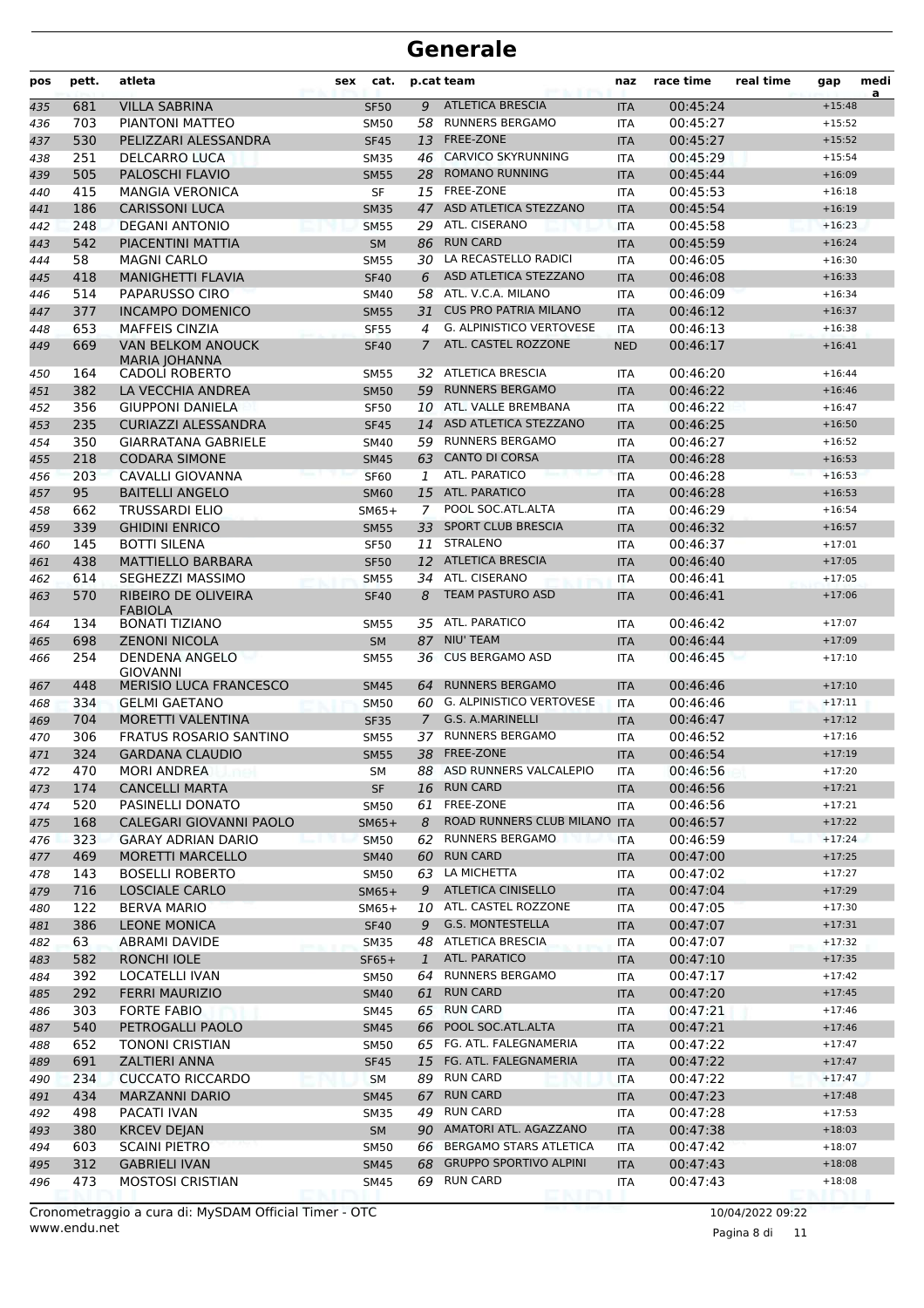# Generale

| pos | pett. | atleta | sex | cat. | p.cat | team | naz | race time | real time | gap | media |
|---|---|---|---|---|---|---|---|---|---|---|---|
| 435 | 681 | VILLA SABRINA | | SF50 | 9 | ATLETICA BRESCIA | ITA | 00:45:24 | | +15:48 | |
| 436 | 703 | PIANTONI MATTEO | | SM50 | 58 | RUNNERS BERGAMO | ITA | 00:45:27 | | +15:52 | |
| 437 | 530 | PELIZZARI ALESSANDRA | | SF45 | 13 | FREE-ZONE | ITA | 00:45:27 | | +15:52 | |
| 438 | 251 | DELCARRO LUCA | | SM35 | 46 | CARVICO SKYRUNNING | ITA | 00:45:29 | | +15:54 | |
| 439 | 505 | PALOSCHI FLAVIO | | SM55 | 28 | ROMANO RUNNING | ITA | 00:45:44 | | +16:09 | |
| 440 | 415 | MANGIA VERONICA | | SF | 15 | FREE-ZONE | ITA | 00:45:53 | | +16:18 | |
| 441 | 186 | CARISSONI LUCA | | SM35 | 47 | ASD ATLETICA STEZZANO | ITA | 00:45:54 | | +16:19 | |
| 442 | 248 | DEGANI ANTONIO | | SM55 | 29 | ATL. CISERANO | ITA | 00:45:58 | | +16:23 | |
| 443 | 542 | PIACENTINI MATTIA | | SM | 86 | RUN CARD | ITA | 00:45:59 | | +16:24 | |
| 444 | 58 | MAGNI CARLO | | SM55 | 30 | LA RECASTELLO RADICI | ITA | 00:46:05 | | +16:30 | |
| 445 | 418 | MANIGHETTI FLAVIA | | SF40 | 6 | ASD ATLETICA STEZZANO | ITA | 00:46:08 | | +16:33 | |
| 446 | 514 | PAPARUSSO CIRO | | SM40 | 58 | ATL. V.C.A. MILANO | ITA | 00:46:09 | | +16:34 | |
| 447 | 377 | INCAMPO DOMENICO | | SM55 | 31 | CUS PRO PATRIA MILANO | ITA | 00:46:12 | | +16:37 | |
| 448 | 653 | MAFFEIS CINZIA | | SF55 | 4 | G. ALPINISTICO VERTOVESE | ITA | 00:46:13 | | +16:38 | |
| 449 | 669 | VAN BELKOM ANOUCK MARIA JOHANNA | | SF40 | 7 | ATL. CASTEL ROZZONE | NED | 00:46:17 | | +16:41 | |
| 450 | 164 | CADOLI ROBERTO | | SM55 | 32 | ATLETICA BRESCIA | ITA | 00:46:20 | | +16:44 | |
| 451 | 382 | LA VECCHIA ANDREA | | SM50 | 59 | RUNNERS BERGAMO | ITA | 00:46:22 | | +16:46 | |
| 452 | 356 | GIUPPONI DANIELA | | SF50 | 10 | ATL. VALLE BREMBANA | ITA | 00:46:22 | | +16:47 | |
| 453 | 235 | CURIAZZI ALESSANDRA | | SF45 | 14 | ASD ATLETICA STEZZANO | ITA | 00:46:25 | | +16:50 | |
| 454 | 350 | GIARRATANA GABRIELE | | SM40 | 59 | RUNNERS BERGAMO | ITA | 00:46:27 | | +16:52 | |
| 455 | 218 | CODARA SIMONE | | SM45 | 63 | CANTO DI CORSA | ITA | 00:46:28 | | +16:53 | |
| 456 | 203 | CAVALLI GIOVANNA | | SF60 | 1 | ATL. PARATICO | ITA | 00:46:28 | | +16:53 | |
| 457 | 95 | BAITELLI ANGELO | | SM60 | 15 | ATL. PARATICO | ITA | 00:46:28 | | +16:53 | |
| 458 | 662 | TRUSSARDI ELIO | | SM65+ | 7 | POOL SOC.ATL.ALTA | ITA | 00:46:29 | | +16:54 | |
| 459 | 339 | GHIDINI ENRICO | | SM55 | 33 | SPORT CLUB BRESCIA | ITA | 00:46:32 | | +16:57 | |
| 460 | 145 | BOTTI SILENA | | SF50 | 11 | STRALENO | ITA | 00:46:37 | | +17:01 | |
| 461 | 438 | MATTIELLO BARBARA | | SF50 | 12 | ATLETICA BRESCIA | ITA | 00:46:40 | | +17:05 | |
| 462 | 614 | SEGHEZZI MASSIMO | | SM55 | 34 | ATL. CISERANO | ITA | 00:46:41 | | +17:05 | |
| 463 | 570 | RIBEIRO DE OLIVEIRA FABIOLA | | SF40 | 8 | TEAM PASTURO ASD | ITA | 00:46:41 | | +17:06 | |
| 464 | 134 | BONATI TIZIANO | | SM55 | 35 | ATL. PARATICO | ITA | 00:46:42 | | +17:07 | |
| 465 | 698 | ZENONI NICOLA | | SM | 87 | NIU' TEAM | ITA | 00:46:44 | | +17:09 | |
| 466 | 254 | DENDENA ANGELO GIOVANNI | | SM55 | 36 | CUS BERGAMO ASD | ITA | 00:46:45 | | +17:10 | |
| 467 | 448 | MERISIO LUCA FRANCESCO | | SM45 | 64 | RUNNERS BERGAMO | ITA | 00:46:46 | | +17:10 | |
| 468 | 334 | GELMI GAETANO | | SM50 | 60 | G. ALPINISTICO VERTOVESE | ITA | 00:46:46 | | +17:11 | |
| 469 | 704 | MORETTI VALENTINA | | SF35 | 7 | G.S. A.MARINELLI | ITA | 00:46:47 | | +17:12 | |
| 470 | 306 | FRATUS ROSARIO SANTINO | | SM55 | 37 | RUNNERS BERGAMO | ITA | 00:46:52 | | +17:16 | |
| 471 | 324 | GARDANA CLAUDIO | | SM55 | 38 | FREE-ZONE | ITA | 00:46:54 | | +17:19 | |
| 472 | 470 | MORI ANDREA | | SM | 88 | ASD RUNNERS VALCALEPIO | ITA | 00:46:56 | | +17:20 | |
| 473 | 174 | CANCELLI MARTA | | SF | 16 | RUN CARD | ITA | 00:46:56 | | +17:21 | |
| 474 | 520 | PASINELLI DONATO | | SM50 | 61 | FREE-ZONE | ITA | 00:46:56 | | +17:21 | |
| 475 | 168 | CALEGARI GIOVANNI PAOLO | | SM65+ | 8 | ROAD RUNNERS CLUB MILANO | ITA | 00:46:57 | | +17:22 | |
| 476 | 323 | GARAY ADRIAN DARIO | | SM50 | 62 | RUNNERS BERGAMO | ITA | 00:46:59 | | +17:24 | |
| 477 | 469 | MORETTI MARCELLO | | SM40 | 60 | RUN CARD | ITA | 00:47:00 | | +17:25 | |
| 478 | 143 | BOSELLI ROBERTO | | SM50 | 63 | LA MICHETTA | ITA | 00:47:02 | | +17:27 | |
| 479 | 716 | LOSCIALE CARLO | | SM65+ | 9 | ATLETICA CINISELLO | ITA | 00:47:04 | | +17:29 | |
| 480 | 122 | BERVA MARIO | | SM65+ | 10 | ATL. CASTEL ROZZONE | ITA | 00:47:05 | | +17:30 | |
| 481 | 386 | LEONE MONICA | | SF40 | 9 | G.S. MONTESTELLA | ITA | 00:47:07 | | +17:31 | |
| 482 | 63 | ABRAMI DAVIDE | | SM35 | 48 | ATLETICA BRESCIA | ITA | 00:47:07 | | +17:32 | |
| 483 | 582 | RONCHI IOLE | | SF65+ | 1 | ATL. PARATICO | ITA | 00:47:10 | | +17:35 | |
| 484 | 392 | LOCATELLI IVAN | | SM50 | 64 | RUNNERS BERGAMO | ITA | 00:47:17 | | +17:42 | |
| 485 | 292 | FERRI MAURIZIO | | SM40 | 61 | RUN CARD | ITA | 00:47:20 | | +17:45 | |
| 486 | 303 | FORTE FABIO | | SM45 | 65 | RUN CARD | ITA | 00:47:21 | | +17:46 | |
| 487 | 540 | PETROGALLI PAOLO | | SM45 | 66 | POOL SOC.ATL.ALTA | ITA | 00:47:21 | | +17:46 | |
| 488 | 652 | TONONI CRISTIAN | | SM50 | 65 | FG. ATL. FALEGNAMERIA | ITA | 00:47:22 | | +17:47 | |
| 489 | 691 | ZALTIERI ANNA | | SF45 | 15 | FG. ATL. FALEGNAMERIA | ITA | 00:47:22 | | +17:47 | |
| 490 | 234 | CUCCATO RICCARDO | | SM | 89 | RUN CARD | ITA | 00:47:22 | | +17:47 | |
| 491 | 434 | MARZANNI DARIO | | SM45 | 67 | RUN CARD | ITA | 00:47:23 | | +17:48 | |
| 492 | 498 | PACATI IVAN | | SM35 | 49 | RUN CARD | ITA | 00:47:28 | | +17:53 | |
| 493 | 380 | KRCEV DEJAN | | SM | 90 | AMATORI ATL. AGAZZANO | ITA | 00:47:38 | | +18:03 | |
| 494 | 603 | SCAINI PIETRO | | SM50 | 66 | BERGAMO STARS ATLETICA | ITA | 00:47:42 | | +18:07 | |
| 495 | 312 | GABRIELI IVAN | | SM45 | 68 | GRUPPO SPORTIVO ALPINI | ITA | 00:47:43 | | +18:08 | |
| 496 | 473 | MOSTOSI CRISTIAN | | SM45 | 69 | RUN CARD | ITA | 00:47:43 | | +18:08 | |

Cronometraggio a cura di: MySDAM Official Timer - OTC    10/04/2022 09:22

www.endu.net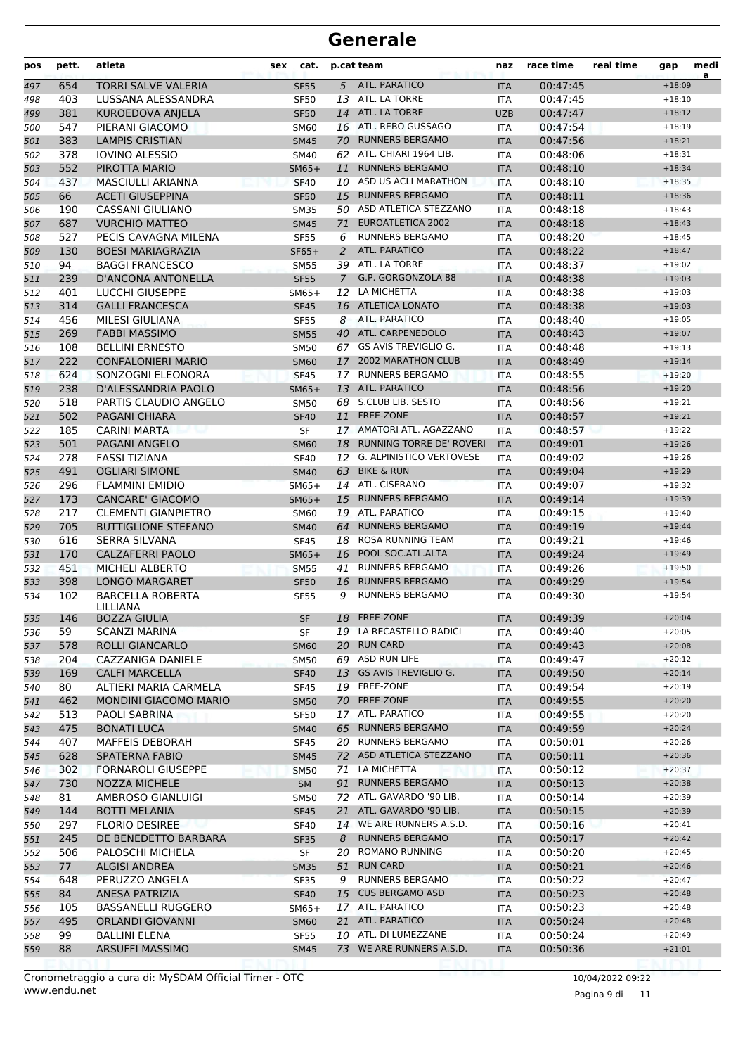# Generale

| pos | pett. | atleta | sex | cat. | p.cat | team | naz | race time | real time | gap | media |
|---|---|---|---|---|---|---|---|---|---|---|---|
| 497 | 654 | TORRI SALVE VALERIA | | SF55 | 5 | ATL. PARATICO | ITA | 00:47:45 | | +18:09 | |
| 498 | 403 | LUSSANA ALESSANDRA | | SF50 | 13 | ATL. LA TORRE | ITA | 00:47:45 | | +18:10 | |
| 499 | 381 | KUROEDOVA ANJELA | | SF50 | 14 | ATL. LA TORRE | UZB | 00:47:47 | | +18:12 | |
| 500 | 547 | PIERANI GIACOMO | | SM60 | 16 | ATL. REBO GUSSAGO | ITA | 00:47:54 | | +18:19 | |
| 501 | 383 | LAMPIS CRISTIAN | | SM45 | 70 | RUNNERS BERGAMO | ITA | 00:47:56 | | +18:21 | |
| 502 | 378 | IOVINO ALESSIO | | SM40 | 62 | ATL. CHIARI 1964 LIB. | ITA | 00:48:06 | | +18:31 | |
| 503 | 552 | PIROTTA MARIO | | SM65+ | 11 | RUNNERS BERGAMO | ITA | 00:48:10 | | +18:34 | |
| 504 | 437 | MASCIULLI ARIANNA | | SF40 | 10 | ASD US ACLI MARATHON | ITA | 00:48:10 | | +18:35 | |
| 505 | 66 | ACETI GIUSEPPINA | | SF50 | 15 | RUNNERS BERGAMO | ITA | 00:48:11 | | +18:36 | |
| 506 | 190 | CASSANI GIULIANO | | SM35 | 50 | ASD ATLETICA STEZZANO | ITA | 00:48:18 | | +18:43 | |
| 507 | 687 | VURCHIO MATTEO | | SM45 | 71 | EUROATLETICA 2002 | ITA | 00:48:18 | | +18:43 | |
| 508 | 527 | PECIS CAVAGNA MILENA | | SF55 | 6 | RUNNERS BERGAMO | ITA | 00:48:20 | | +18:45 | |
| 509 | 130 | BOESI MARIAGRAZIA | | SF65+ | 2 | ATL. PARATICO | ITA | 00:48:22 | | +18:47 | |
| 510 | 94 | BAGGI FRANCESCO | | SM55 | 39 | ATL. LA TORRE | ITA | 00:48:37 | | +19:02 | |
| 511 | 239 | D'ANCONA ANTONELLA | | SF55 | 7 | G.P. GORGONZOLA 88 | ITA | 00:48:38 | | +19:03 | |
| 512 | 401 | LUCCHI GIUSEPPE | | SM65+ | 12 | LA MICHETTA | ITA | 00:48:38 | | +19:03 | |
| 513 | 314 | GALLI FRANCESCA | | SF45 | 16 | ATLETICA LONATO | ITA | 00:48:38 | | +19:03 | |
| 514 | 456 | MILESI GIULIANA | | SF55 | 8 | ATL. PARATICO | ITA | 00:48:40 | | +19:05 | |
| 515 | 269 | FABBI MASSIMO | | SM55 | 40 | ATL. CARPENEDOLO | ITA | 00:48:43 | | +19:07 | |
| 516 | 108 | BELLINI ERNESTO | | SM50 | 67 | GS AVIS TREVIGLIO G. | ITA | 00:48:48 | | +19:13 | |
| 517 | 222 | CONFALONIERI MARIO | | SM60 | 17 | 2002 MARATHON CLUB | ITA | 00:48:49 | | +19:14 | |
| 518 | 624 | SONZOGNI ELEONORA | | SF45 | 17 | RUNNERS BERGAMO | ITA | 00:48:55 | | +19:20 | |
| 519 | 238 | D'ALESSANDRIA PAOLO | | SM65+ | 13 | ATL. PARATICO | ITA | 00:48:56 | | +19:20 | |
| 520 | 518 | PARTIS CLAUDIO ANGELO | | SM50 | 68 | S.CLUB LIB. SESTO | ITA | 00:48:56 | | +19:21 | |
| 521 | 502 | PAGANI CHIARA | | SF40 | 11 | FREE-ZONE | ITA | 00:48:57 | | +19:21 | |
| 522 | 185 | CARINI MARTA | | SF | 17 | AMATORI ATL. AGAZZANO | ITA | 00:48:57 | | +19:22 | |
| 523 | 501 | PAGANI ANGELO | | SM60 | 18 | RUNNING TORRE DE' ROVERI | ITA | 00:49:01 | | +19:26 | |
| 524 | 278 | FASSI TIZIANA | | SF40 | 12 | G. ALPINISTICO VERTOVESE | ITA | 00:49:02 | | +19:26 | |
| 525 | 491 | OGLIARI SIMONE | | SM40 | 63 | BIKE & RUN | ITA | 00:49:04 | | +19:29 | |
| 526 | 296 | FLAMMINI EMIDIO | | SM65+ | 14 | ATL. CISERANO | ITA | 00:49:07 | | +19:32 | |
| 527 | 173 | CANCARE' GIACOMO | | SM65+ | 15 | RUNNERS BERGAMO | ITA | 00:49:14 | | +19:39 | |
| 528 | 217 | CLEMENTI GIANPIETRO | | SM60 | 19 | ATL. PARATICO | ITA | 00:49:15 | | +19:40 | |
| 529 | 705 | BUTTIGLIONE STEFANO | | SM40 | 64 | RUNNERS BERGAMO | ITA | 00:49:19 | | +19:44 | |
| 530 | 616 | SERRA SILVANA | | SF45 | 18 | ROSA RUNNING TEAM | ITA | 00:49:21 | | +19:46 | |
| 531 | 170 | CALZAFERRI PAOLO | | SM65+ | 16 | POOL SOC.ATL.ALTA | ITA | 00:49:24 | | +19:49 | |
| 532 | 451 | MICHELI ALBERTO | | SM55 | 41 | RUNNERS BERGAMO | ITA | 00:49:26 | | +19:50 | |
| 533 | 398 | LONGO MARGARET | | SF50 | 16 | RUNNERS BERGAMO | ITA | 00:49:29 | | +19:54 | |
| 534 | 102 | BARCELLA ROBERTA LILLIANA | | SF55 | 9 | RUNNERS BERGAMO | ITA | 00:49:30 | | +19:54 | |
| 535 | 146 | BOZZA GIULIA | | SF | 18 | FREE-ZONE | ITA | 00:49:39 | | +20:04 | |
| 536 | 59 | SCANZI MARINA | | SF | 19 | LA RECASTELLO RADICI | ITA | 00:49:40 | | +20:05 | |
| 537 | 578 | ROLLI GIANCARLO | | SM60 | 20 | RUN CARD | ITA | 00:49:43 | | +20:08 | |
| 538 | 204 | CAZZANIGA DANIELE | | SM50 | 69 | ASD RUN LIFE | ITA | 00:49:47 | | +20:12 | |
| 539 | 169 | CALFI MARCELLA | | SF40 | 13 | GS AVIS TREVIGLIO G. | ITA | 00:49:50 | | +20:14 | |
| 540 | 80 | ALTIERI MARIA CARMELA | | SF45 | 19 | FREE-ZONE | ITA | 00:49:54 | | +20:19 | |
| 541 | 462 | MONDINI GIACOMO MARIO | | SM50 | 70 | FREE-ZONE | ITA | 00:49:55 | | +20:20 | |
| 542 | 513 | PAOLI SABRINA | | SF50 | 17 | ATL. PARATICO | ITA | 00:49:55 | | +20:20 | |
| 543 | 475 | BONATI LUCA | | SM40 | 65 | RUNNERS BERGAMO | ITA | 00:49:59 | | +20:24 | |
| 544 | 407 | MAFFEIS DEBORAH | | SF45 | 20 | RUNNERS BERGAMO | ITA | 00:50:01 | | +20:26 | |
| 545 | 628 | SPATERNA FABIO | | SM45 | 72 | ASD ATLETICA STEZZANO | ITA | 00:50:11 | | +20:36 | |
| 546 | 302 | FORNAROLI GIUSEPPE | | SM50 | 71 | LA MICHETTA | ITA | 00:50:12 | | +20:37 | |
| 547 | 730 | NOZZA MICHELE | | SM | 91 | RUNNERS BERGAMO | ITA | 00:50:13 | | +20:38 | |
| 548 | 81 | AMBROSO GIANLUIGI | | SM50 | 72 | ATL. GAVARDO '90 LIB. | ITA | 00:50:14 | | +20:39 | |
| 549 | 144 | BOTTI MELANIA | | SF45 | 21 | ATL. GAVARDO '90 LIB. | ITA | 00:50:15 | | +20:39 | |
| 550 | 297 | FLORIO DESIREE | | SF40 | 14 | WE ARE RUNNERS A.S.D. | ITA | 00:50:16 | | +20:41 | |
| 551 | 245 | DE BENEDETTO BARBARA | | SF35 | 8 | RUNNERS BERGAMO | ITA | 00:50:17 | | +20:42 | |
| 552 | 506 | PALOSCHI MICHELA | | SF | 20 | ROMANO RUNNING | ITA | 00:50:20 | | +20:45 | |
| 553 | 77 | ALGISI ANDREA | | SM35 | 51 | RUN CARD | ITA | 00:50:21 | | +20:46 | |
| 554 | 648 | PERUZZO ANGELA | | SF35 | 9 | RUNNERS BERGAMO | ITA | 00:50:22 | | +20:47 | |
| 555 | 84 | ANESA PATRIZIA | | SF40 | 15 | CUS BERGAMO ASD | ITA | 00:50:23 | | +20:48 | |
| 556 | 105 | BASSANELLI RUGGERO | | SM65+ | 17 | ATL. PARATICO | ITA | 00:50:23 | | +20:48 | |
| 557 | 495 | ORLANDI GIOVANNI | | SM60 | 21 | ATL. PARATICO | ITA | 00:50:24 | | +20:48 | |
| 558 | 99 | BALLINI ELENA | | SF55 | 10 | ATL. DI LUMEZZANE | ITA | 00:50:24 | | +20:49 | |
| 559 | 88 | ARSUFFI MASSIMO | | SM45 | 73 | WE ARE RUNNERS A.S.D. | ITA | 00:50:36 | | +21:01 | |

Cronometraggio a cura di: MySDAM Official Timer - OTC
www.endu.net

10/04/2022 09:22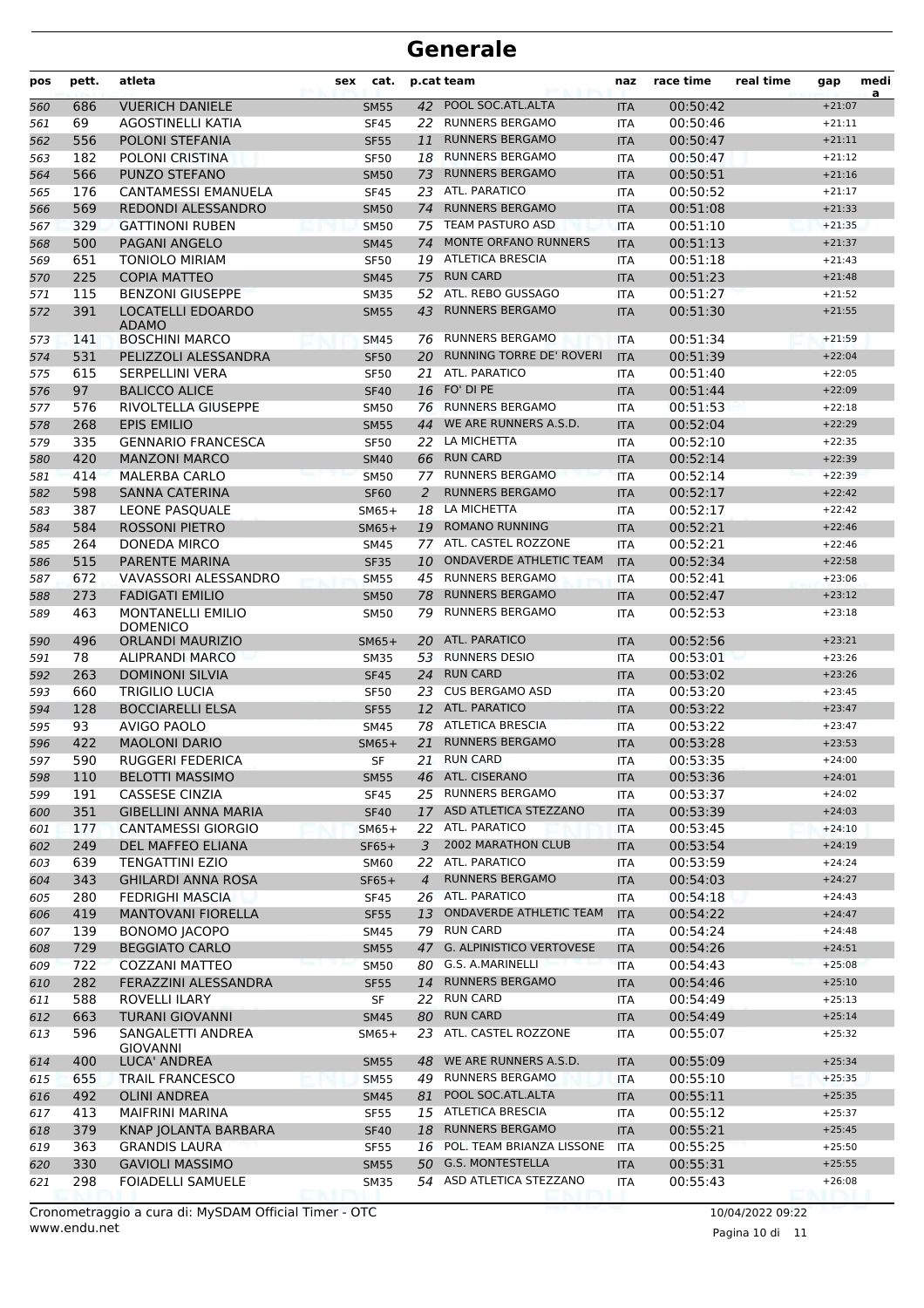# Generale

| pos | pett. | atleta | sex | cat. | p.cat | team | naz | race time | real time | gap | media |
|---|---|---|---|---|---|---|---|---|---|---|---|
| 560 | 686 | VUERICH DANIELE | | SM55 | 42 | POOL SOC.ATL.ALTA | ITA | 00:50:42 | | +21:07 | |
| 561 | 69 | AGOSTINELLI KATIA | | SF45 | 22 | RUNNERS BERGAMO | ITA | 00:50:46 | | +21:11 | |
| 562 | 556 | POLONI STEFANIA | | SF55 | 11 | RUNNERS BERGAMO | ITA | 00:50:47 | | +21:11 | |
| 563 | 182 | POLONI CRISTINA | | SF50 | 18 | RUNNERS BERGAMO | ITA | 00:50:47 | | +21:12 | |
| 564 | 566 | PUNZO STEFANO | | SM50 | 73 | RUNNERS BERGAMO | ITA | 00:50:51 | | +21:16 | |
| 565 | 176 | CANTAMESSI EMANUELA | | SF45 | 23 | ATL. PARATICO | ITA | 00:50:52 | | +21:17 | |
| 566 | 569 | REDONDI ALESSANDRO | | SM50 | 74 | RUNNERS BERGAMO | ITA | 00:51:08 | | +21:33 | |
| 567 | 329 | GATTINONI RUBEN | | SM50 | 75 | TEAM PASTURO ASD | ITA | 00:51:10 | | +21:35 | |
| 568 | 500 | PAGANI ANGELO | | SM45 | 74 | MONTE ORFANO RUNNERS | ITA | 00:51:13 | | +21:37 | |
| 569 | 651 | TONIOLO MIRIAM | | SF50 | 19 | ATLETICA BRESCIA | ITA | 00:51:18 | | +21:43 | |
| 570 | 225 | COPIA MATTEO | | SM45 | 75 | RUN CARD | ITA | 00:51:23 | | +21:48 | |
| 571 | 115 | BENZONI GIUSEPPE | | SM35 | 52 | ATL. REBO GUSSAGO | ITA | 00:51:27 | | +21:52 | |
| 572 | 391 | LOCATELLI EDOARDO ADAMO | | SM55 | 43 | RUNNERS BERGAMO | ITA | 00:51:30 | | +21:55 | |
| 573 | 141 | BOSCHINI MARCO | | SM45 | 76 | RUNNERS BERGAMO | ITA | 00:51:34 | | +21:59 | |
| 574 | 531 | PELIZZOLI ALESSANDRA | | SF50 | 20 | RUNNING TORRE DE' ROVERI | ITA | 00:51:39 | | +22:04 | |
| 575 | 615 | SERPELLINI VERA | | SF50 | 21 | ATL. PARATICO | ITA | 00:51:40 | | +22:05 | |
| 576 | 97 | BALICCO ALICE | | SF40 | 16 | FO' DI PE | ITA | 00:51:44 | | +22:09 | |
| 577 | 576 | RIVOLTELLA GIUSEPPE | | SM50 | 76 | RUNNERS BERGAMO | ITA | 00:51:53 | | +22:18 | |
| 578 | 268 | EPIS EMILIO | | SM55 | 44 | WE ARE RUNNERS A.S.D. | ITA | 00:52:04 | | +22:29 | |
| 579 | 335 | GENNARIO FRANCESCA | | SF50 | 22 | LA MICHETTA | ITA | 00:52:10 | | +22:35 | |
| 580 | 420 | MANZONI MARCO | | SM40 | 66 | RUN CARD | ITA | 00:52:14 | | +22:39 | |
| 581 | 414 | MALERBA CARLO | | SM50 | 77 | RUNNERS BERGAMO | ITA | 00:52:14 | | +22:39 | |
| 582 | 598 | SANNA CATERINA | | SF60 | 2 | RUNNERS BERGAMO | ITA | 00:52:17 | | +22:42 | |
| 583 | 387 | LEONE PASQUALE | | SM65+ | 18 | LA MICHETTA | ITA | 00:52:17 | | +22:42 | |
| 584 | 584 | ROSSONI PIETRO | | SM65+ | 19 | ROMANO RUNNING | ITA | 00:52:21 | | +22:46 | |
| 585 | 264 | DONEDA MIRCO | | SM45 | 77 | ATL. CASTEL ROZZONE | ITA | 00:52:21 | | +22:46 | |
| 586 | 515 | PARENTE MARINA | | SF35 | 10 | ONDAVERDE ATHLETIC TEAM | ITA | 00:52:34 | | +22:58 | |
| 587 | 672 | VAVASSORI ALESSANDRO | | SM55 | 45 | RUNNERS BERGAMO | ITA | 00:52:41 | | +23:06 | |
| 588 | 273 | FADIGATI EMILIO | | SM50 | 78 | RUNNERS BERGAMO | ITA | 00:52:47 | | +23:12 | |
| 589 | 463 | MONTANELLI EMILIO DOMENICO | | SM50 | 79 | RUNNERS BERGAMO | ITA | 00:52:53 | | +23:18 | |
| 590 | 496 | ORLANDI MAURIZIO | | SM65+ | 20 | ATL. PARATICO | ITA | 00:52:56 | | +23:21 | |
| 591 | 78 | ALIPRANDI MARCO | | SM35 | 53 | RUNNERS DESIO | ITA | 00:53:01 | | +23:26 | |
| 592 | 263 | DOMINONI SILVIA | | SF45 | 24 | RUN CARD | ITA | 00:53:02 | | +23:26 | |
| 593 | 660 | TRIGILIO LUCIA | | SF50 | 23 | CUS BERGAMO ASD | ITA | 00:53:20 | | +23:45 | |
| 594 | 128 | BOCCIARELLI ELSA | | SF55 | 12 | ATL. PARATICO | ITA | 00:53:22 | | +23:47 | |
| 595 | 93 | AVIGO PAOLO | | SM45 | 78 | ATLETICA BRESCIA | ITA | 00:53:22 | | +23:47 | |
| 596 | 422 | MAOLONI DARIO | | SM65+ | 21 | RUNNERS BERGAMO | ITA | 00:53:28 | | +23:53 | |
| 597 | 590 | RUGGERI FEDERICA | | SF | 21 | RUN CARD | ITA | 00:53:35 | | +24:00 | |
| 598 | 110 | BELOTTI MASSIMO | | SM55 | 46 | ATL. CISERANO | ITA | 00:53:36 | | +24:01 | |
| 599 | 191 | CASSESE CINZIA | | SF45 | 25 | RUNNERS BERGAMO | ITA | 00:53:37 | | +24:02 | |
| 600 | 351 | GIBELLINI ANNA MARIA | | SF40 | 17 | ASD ATLETICA STEZZANO | ITA | 00:53:39 | | +24:03 | |
| 601 | 177 | CANTAMESSI GIORGIO | | SM65+ | 22 | ATL. PARATICO | ITA | 00:53:45 | | +24:10 | |
| 602 | 249 | DEL MAFFEO ELIANA | | SF65+ | 3 | 2002 MARATHON CLUB | ITA | 00:53:54 | | +24:19 | |
| 603 | 639 | TENGATTINI EZIO | | SM60 | 22 | ATL. PARATICO | ITA | 00:53:59 | | +24:24 | |
| 604 | 343 | GHILARDI ANNA ROSA | | SF65+ | 4 | RUNNERS BERGAMO | ITA | 00:54:03 | | +24:27 | |
| 605 | 280 | FEDRIGHI MASCIA | | SF45 | 26 | ATL. PARATICO | ITA | 00:54:18 | | +24:43 | |
| 606 | 419 | MANTOVANI FIORELLA | | SF55 | 13 | ONDAVERDE ATHLETIC TEAM | ITA | 00:54:22 | | +24:47 | |
| 607 | 139 | BONOMO JACOPO | | SM45 | 79 | RUN CARD | ITA | 00:54:24 | | +24:48 | |
| 608 | 729 | BEGGIATO CARLO | | SM55 | 47 | G. ALPINISTICO VERTOVESE | ITA | 00:54:26 | | +24:51 | |
| 609 | 722 | COZZANI MATTEO | | SM50 | 80 | G.S. A.MARINELLI | ITA | 00:54:43 | | +25:08 | |
| 610 | 282 | FERAZZINI ALESSANDRA | | SF55 | 14 | RUNNERS BERGAMO | ITA | 00:54:46 | | +25:10 | |
| 611 | 588 | ROVELLI ILARY | | SF | 22 | RUN CARD | ITA | 00:54:49 | | +25:13 | |
| 612 | 663 | TURANI GIOVANNI | | SM45 | 80 | RUN CARD | ITA | 00:54:49 | | +25:14 | |
| 613 | 596 | SANGALETTI ANDREA GIOVANNI | | SM65+ | 23 | ATL. CASTEL ROZZONE | ITA | 00:55:07 | | +25:32 | |
| 614 | 400 | LUCA' ANDREA | | SM55 | 48 | WE ARE RUNNERS A.S.D. | ITA | 00:55:09 | | +25:34 | |
| 615 | 655 | TRAIL FRANCESCO | | SM55 | 49 | RUNNERS BERGAMO | ITA | 00:55:10 | | +25:35 | |
| 616 | 492 | OLINI ANDREA | | SM45 | 81 | POOL SOC.ATL.ALTA | ITA | 00:55:11 | | +25:35 | |
| 617 | 413 | MAIFRINI MARINA | | SF55 | 15 | ATLETICA BRESCIA | ITA | 00:55:12 | | +25:37 | |
| 618 | 379 | KNAP JOLANTA BARBARA | | SF40 | 18 | RUNNERS BERGAMO | ITA | 00:55:21 | | +25:45 | |
| 619 | 363 | GRANDIS LAURA | | SF55 | 16 | POL. TEAM BRIANZA LISSONE | ITA | 00:55:25 | | +25:50 | |
| 620 | 330 | GAVIOLI MASSIMO | | SM55 | 50 | G.S. MONTESTELLA | ITA | 00:55:31 | | +25:55 | |
| 621 | 298 | FOIADELLI SAMUELE | | SM35 | 54 | ASD ATLETICA STEZZANO | ITA | 00:55:43 | | +26:08 | |

Cronometraggio a cura di: MySDAM Official Timer - OTC
www.endu.net

10/04/2022 09:22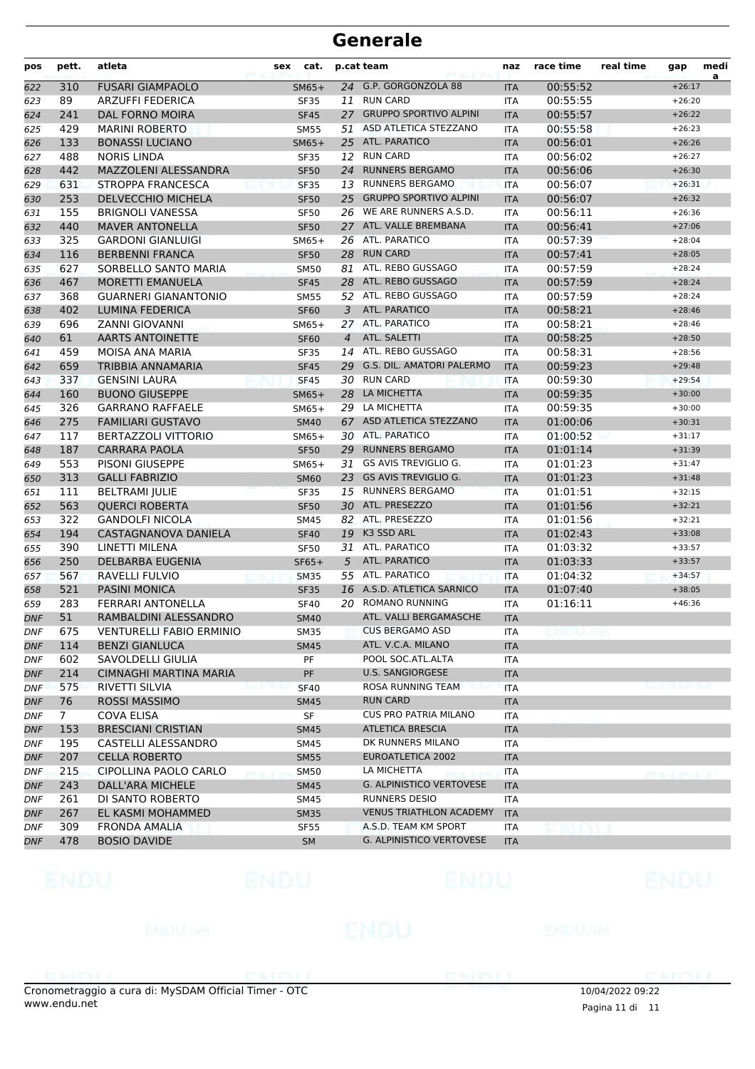# Generale

| pos | pett. | atleta | sex | cat. | p.cat | team | naz | race time | real time | gap | media |
|---|---|---|---|---|---|---|---|---|---|---|---|
| 622 | 310 | FUSARI GIAMPAOLO | | SM65+ | 24 | G.P. GORGONZOLA 88 | ITA | 00:55:52 | | +26:17 | |
| 623 | 89 | ARZUFFI FEDERICA | | SF35 | 11 | RUN CARD | ITA | 00:55:55 | | +26:20 | |
| 624 | 241 | DAL FORNO MOIRA | | SF45 | 27 | GRUPPO SPORTIVO ALPINI | ITA | 00:55:57 | | +26:22 | |
| 625 | 429 | MARINI ROBERTO | | SM55 | 51 | ASD ATLETICA STEZZANO | ITA | 00:55:58 | | +26:23 | |
| 626 | 133 | BONASSI LUCIANO | | SM65+ | 25 | ATL. PARATICO | ITA | 00:56:01 | | +26:26 | |
| 627 | 488 | NORIS LINDA | | SF35 | 12 | RUN CARD | ITA | 00:56:02 | | +26:27 | |
| 628 | 442 | MAZZOLENI ALESSANDRA | | SF50 | 24 | RUNNERS BERGAMO | ITA | 00:56:06 | | +26:30 | |
| 629 | 631 | STROPPA FRANCESCA | | SF35 | 13 | RUNNERS BERGAMO | ITA | 00:56:07 | | +26:31 | |
| 630 | 253 | DELVECCHIO MICHELA | | SF50 | 25 | GRUPPO SPORTIVO ALPINI | ITA | 00:56:07 | | +26:32 | |
| 631 | 155 | BRIGNOLI VANESSA | | SF50 | 26 | WE ARE RUNNERS A.S.D. | ITA | 00:56:11 | | +26:36 | |
| 632 | 440 | MAVER ANTONELLA | | SF50 | 27 | ATL. VALLE BREMBANA | ITA | 00:56:41 | | +27:06 | |
| 633 | 325 | GARDONI GIANLUIGI | | SM65+ | 26 | ATL. PARATICO | ITA | 00:57:39 | | +28:04 | |
| 634 | 116 | BERBENNI FRANCA | | SF50 | 28 | RUN CARD | ITA | 00:57:41 | | +28:05 | |
| 635 | 627 | SORBELLO SANTO MARIA | | SM50 | 81 | ATL. REBO GUSSAGO | ITA | 00:57:59 | | +28:24 | |
| 636 | 467 | MORETTI EMANUELA | | SF45 | 28 | ATL. REBO GUSSAGO | ITA | 00:57:59 | | +28:24 | |
| 637 | 368 | GUARNERI GIANANTONIO | | SM55 | 52 | ATL. REBO GUSSAGO | ITA | 00:57:59 | | +28:24 | |
| 638 | 402 | LUMINA FEDERICA | | SF60 | 3 | ATL. PARATICO | ITA | 00:58:21 | | +28:46 | |
| 639 | 696 | ZANNI GIOVANNI | | SM65+ | 27 | ATL. PARATICO | ITA | 00:58:21 | | +28:46 | |
| 640 | 61 | AARTS ANTOINETTE | | SF60 | 4 | ATL. SALETTI | ITA | 00:58:25 | | +28:50 | |
| 641 | 459 | MOISA ANA MARIA | | SF35 | 14 | ATL. REBO GUSSAGO | ITA | 00:58:31 | | +28:56 | |
| 642 | 659 | TRIBBIA ANNAMARIA | | SF45 | 29 | G.S. DIL. AMATORI PALERMO | ITA | 00:59:23 | | +29:48 | |
| 643 | 337 | GENSINI LAURA | | SF45 | 30 | RUN CARD | ITA | 00:59:30 | | +29:54 | |
| 644 | 160 | BUONO GIUSEPPE | | SM65+ | 28 | LA MICHETTA | ITA | 00:59:35 | | +30:00 | |
| 645 | 326 | GARRANO RAFFAELE | | SM65+ | 29 | LA MICHETTA | ITA | 00:59:35 | | +30:00 | |
| 646 | 275 | FAMILIARI GUSTAVO | | SM40 | 67 | ASD ATLETICA STEZZANO | ITA | 01:00:06 | | +30:31 | |
| 647 | 117 | BERTAZZOLI VITTORIO | | SM65+ | 30 | ATL. PARATICO | ITA | 01:00:52 | | +31:17 | |
| 648 | 187 | CARRARA PAOLA | | SF50 | 29 | RUNNERS BERGAMO | ITA | 01:01:14 | | +31:39 | |
| 649 | 553 | PISONI GIUSEPPE | | SM65+ | 31 | GS AVIS TREVIGLIO G. | ITA | 01:01:23 | | +31:47 | |
| 650 | 313 | GALLI FABRIZIO | | SM60 | 23 | GS AVIS TREVIGLIO G. | ITA | 01:01:23 | | +31:48 | |
| 651 | 111 | BELTRAMI JULIE | | SF35 | 15 | RUNNERS BERGAMO | ITA | 01:01:51 | | +32:15 | |
| 652 | 563 | QUERCI ROBERTA | | SF50 | 30 | ATL. PRESEZZO | ITA | 01:01:56 | | +32:21 | |
| 653 | 322 | GANDOLFI NICOLA | | SM45 | 82 | ATL. PRESEZZO | ITA | 01:01:56 | | +32:21 | |
| 654 | 194 | CASTAGNANOVA DANIELA | | SF40 | 19 | K3 SSD ARL | ITA | 01:02:43 | | +33:08 | |
| 655 | 390 | LINETTI MILENA | | SF50 | 31 | ATL. PARATICO | ITA | 01:03:32 | | +33:57 | |
| 656 | 250 | DELBARBA EUGENIA | | SF65+ | 5 | ATL. PARATICO | ITA | 01:03:33 | | +33:57 | |
| 657 | 567 | RAVELLI FULVIO | | SM35 | 55 | ATL. PARATICO | ITA | 01:04:32 | | +34:57 | |
| 658 | 521 | PASINI MONICA | | SF35 | 16 | A.S.D. ATLETICA SARNICO | ITA | 01:07:40 | | +38:05 | |
| 659 | 283 | FERRARI ANTONELLA | | SF40 | 20 | ROMANO RUNNING | ITA | 01:16:11 | | +46:36 | |
| DNF | 51 | RAMBALDINI ALESSANDRO | | SM40 | | ATL. VALLI BERGAMASCHE | ITA | | | | |
| DNF | 675 | VENTURELLI FABIO ERMINIO | | SM35 | | CUS BERGAMO ASD | ITA | | | | |
| DNF | 114 | BENZI GIANLUCA | | SM45 | | ATL. V.C.A. MILANO | ITA | | | | |
| DNF | 602 | SAVOLDELLI GIULIA | | PF | | POOL SOC.ATL.ALTA | ITA | | | | |
| DNF | 214 | CIMNAGHI MARTINA MARIA | | PF | | U.S. SANGIORGESE | ITA | | | | |
| DNF | 575 | RIVETTI SILVIA | | SF40 | | ROSA RUNNING TEAM | ITA | | | | |
| DNF | 76 | ROSSI MASSIMO | | SM45 | | RUN CARD | ITA | | | | |
| DNF | 7 | COVA ELISA | | SF | | CUS PRO PATRIA MILANO | ITA | | | | |
| DNF | 153 | BRESCIANI CRISTIAN | | SM45 | | ATLETICA BRESCIA | ITA | | | | |
| DNF | 195 | CASTELLI ALESSANDRO | | SM45 | | DK RUNNERS MILANO | ITA | | | | |
| DNF | 207 | CELLA ROBERTO | | SM55 | | EUROATLETICA 2002 | ITA | | | | |
| DNF | 215 | CIPOLLINA PAOLO CARLO | | SM50 | | LA MICHETTA | ITA | | | | |
| DNF | 243 | DALL'ARA MICHELE | | SM45 | | G. ALPINISTICO VERTOVESE | ITA | | | | |
| DNF | 261 | DI SANTO ROBERTO | | SM45 | | RUNNERS DESIO | ITA | | | | |
| DNF | 267 | EL KASMI MOHAMMED | | SM35 | | VENUS TRIATHLON ACADEMY | ITA | | | | |
| DNF | 309 | FRONDA AMALIA | | SF55 | | A.S.D. TEAM KM SPORT | ITA | | | | |
| DNF | 478 | BOSIO DAVIDE | | SM | | G. ALPINISTICO VERTOVESE | ITA | | | | |

Cronometraggio a cura di: MySDAM Official Timer - OTC
www.endu.net

10/04/2022 09:22